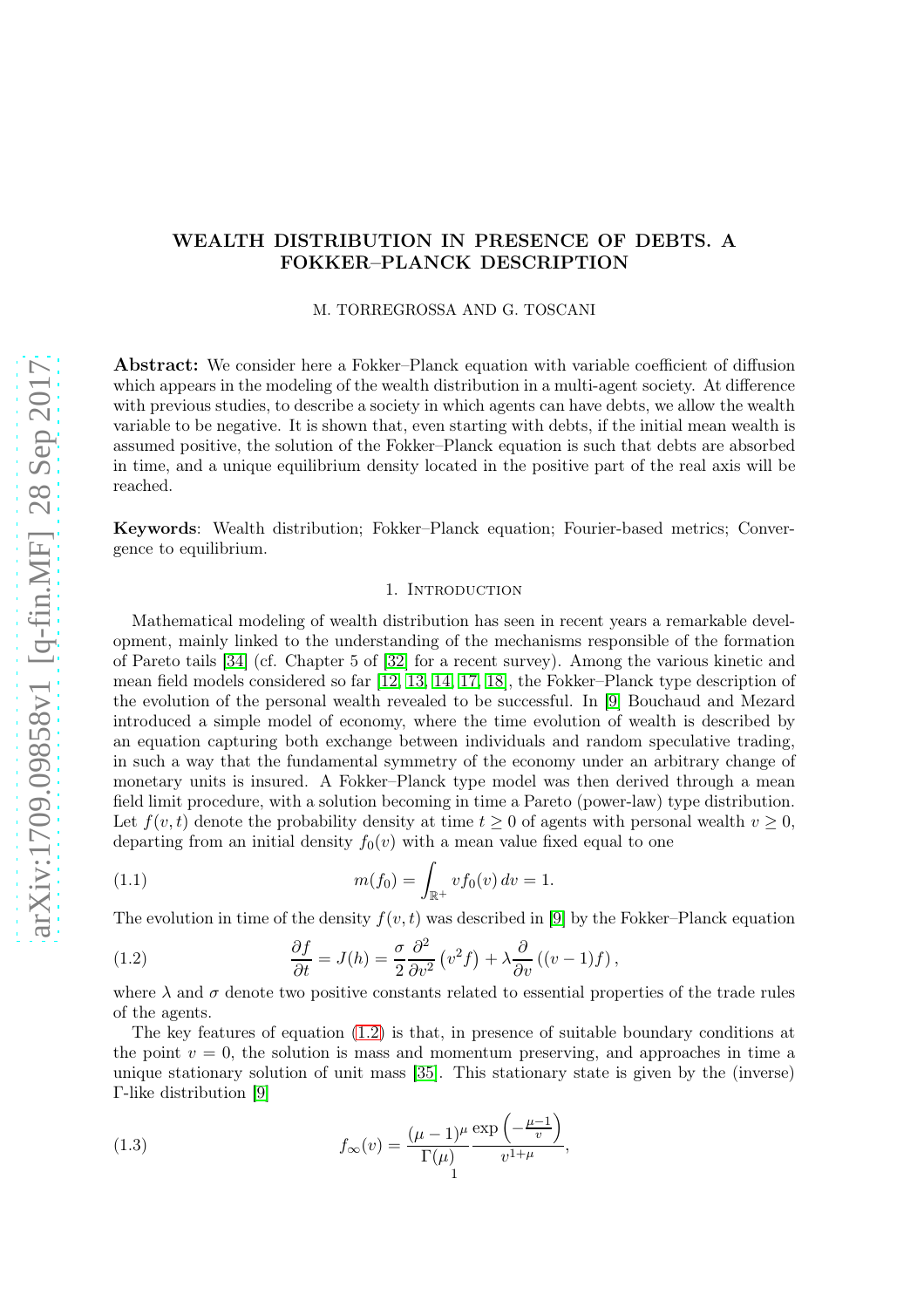# WEALTH DISTRIBUTION IN PRESENCE OF DEBTS. A FOKKER–PLANCK DESCRIPTION

M. TORREGROSSA AND G. TOSCANI

**Abstract:** We consider here a Fokker–Planck equation with variable coefficient of diffusion which appears in the modeling of the wealth distribution in a multi-agent society. At difference with previous studies, to describe a society in which agents can have debts, we allow the wealth variable to be negative. It is shown that, even starting with debts, if the initial mean wealth is assumed positive, the solution of the Fokker–Planck equation is such that debts are absorbed in time, and a unique equilibrium density located in the positive part of the real axis will be reached.

**Keywords**: Wealth distribution; Fokker–Planck equation; Fourier-based metrics; Convergence to equilibrium.

## 1. Introduction

Mathematical modeling of wealth distribution has seen in recent years a remarkable development, mainly linked to the understanding of the mechanisms responsible of the formation of Pareto tails [34] (cf. Chapter 5 of [32] for a recent survey). Among the various kinetic and mean field models considered so far [12, 13, 14, 17, 18], the Fokker–Planck type description of the evolution of the personal wealth revealed to be successful. In [9] Bouchaud and Mezard introduced a simple model of economy, where the time evolution of wealth is described by an equation capturing both exchange between individuals and random speculative trading, in such a way that the fundamental symmetry of the economy under an arbitrary change of monetary units is insured. A Fokker–Planck type model was then derived through a mean field limit procedure, with a solution becoming in time a Pareto (power-law) type distribution. Let $f(v,t)$ denote the probability density at time $t \geq 0$ of agents with personal wealth $v \geq 0$, departing from an initial density $f_0(v)$ with a mean value fixed equal to one

$$m(f_0) = \int_{\mathbb{R}^+} v f_0(v)\, dv = 1. \tag{1.1}$$

The evolution in time of the density $f(v,t)$ was described in [9] by the Fokker–Planck equation

$$\frac{\partial f}{\partial t} = J(h) = \frac{\sigma}{2} \frac{\partial^2}{\partial v^2}\left(v^2 f\right) + \lambda \frac{\partial}{\partial v}\left((v-1)f\right), \tag{1.2}$$

where $\lambda$ and $\sigma$ denote two positive constants related to essential properties of the trade rules of the agents.

The key features of equation (1.2) is that, in presence of suitable boundary conditions at the point $v = 0$, the solution is mass and momentum preserving, and approaches in time a unique stationary solution of unit mass [35]. This stationary state is given by the (inverse) $\Gamma$-like distribution [9]

$$f_\infty(v) = \frac{(\mu-1)^\mu}{\Gamma(\mu)} \frac{\exp\left(-\frac{\mu-1}{v}\right)}{v^{1+\mu}}, \tag{1.3}$$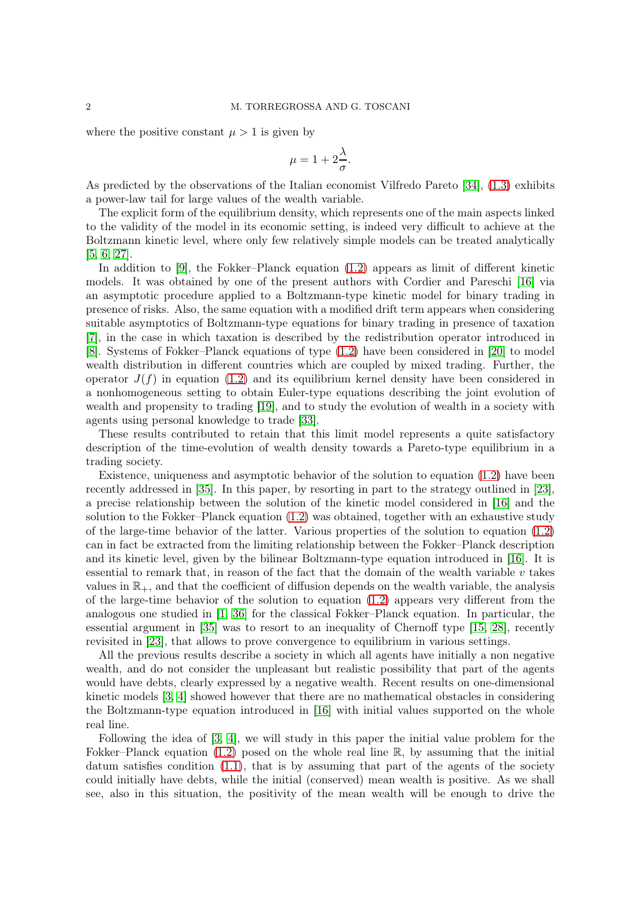where the positive constant $\mu > 1$ is given by

$$\mu = 1 + 2\frac{\lambda}{\sigma}.$$

As predicted by the observations of the Italian economist Vilfredo Pareto [34], (1.3) exhibits a power-law tail for large values of the wealth variable.

The explicit form of the equilibrium density, which represents one of the main aspects linked to the validity of the model in its economic setting, is indeed very difficult to achieve at the Boltzmann kinetic level, where only few relatively simple models can be treated analytically [5, 6, 27].

In addition to [9], the Fokker–Planck equation (1.2) appears as limit of different kinetic models. It was obtained by one of the present authors with Cordier and Pareschi [16] via an asymptotic procedure applied to a Boltzmann-type kinetic model for binary trading in presence of risks. Also, the same equation with a modified drift term appears when considering suitable asymptotics of Boltzmann-type equations for binary trading in presence of taxation [7], in the case in which taxation is described by the redistribution operator introduced in [8]. Systems of Fokker–Planck equations of type (1.2) have been considered in [20] to model wealth distribution in different countries which are coupled by mixed trading. Further, the operator $J(f)$ in equation (1.2) and its equilibrium kernel density have been considered in a nonhomogeneous setting to obtain Euler-type equations describing the joint evolution of wealth and propensity to trading [19], and to study the evolution of wealth in a society with agents using personal knowledge to trade [33].

These results contributed to retain that this limit model represents a quite satisfactory description of the time-evolution of wealth density towards a Pareto-type equilibrium in a trading society.

Existence, uniqueness and asymptotic behavior of the solution to equation (1.2) have been recently addressed in [35]. In this paper, by resorting in part to the strategy outlined in [23], a precise relationship between the solution of the kinetic model considered in [16] and the solution to the Fokker–Planck equation (1.2) was obtained, together with an exhaustive study of the large-time behavior of the latter. Various properties of the solution to equation (1.2) can in fact be extracted from the limiting relationship between the Fokker–Planck description and its kinetic level, given by the bilinear Boltzmann-type equation introduced in [16]. It is essential to remark that, in reason of the fact that the domain of the wealth variable $v$ takes values in $\mathbb{R}_+$, and that the coefficient of diffusion depends on the wealth variable, the analysis of the large-time behavior of the solution to equation (1.2) appears very different from the analogous one studied in [1, 36] for the classical Fokker–Planck equation. In particular, the essential argument in [35] was to resort to an inequality of Chernoff type [15, 28], recently revisited in [23], that allows to prove convergence to equilibrium in various settings.

All the previous results describe a society in which all agents have initially a non negative wealth, and do not consider the unpleasant but realistic possibility that part of the agents would have debts, clearly expressed by a negative wealth. Recent results on one-dimensional kinetic models [3, 4] showed however that there are no mathematical obstacles in considering the Boltzmann-type equation introduced in [16] with initial values supported on the whole real line.

Following the idea of [3, 4], we will study in this paper the initial value problem for the Fokker–Planck equation (1.2) posed on the whole real line $\mathbb{R}$, by assuming that the initial datum satisfies condition (1.1), that is by assuming that part of the agents of the society could initially have debts, while the initial (conserved) mean wealth is positive. As we shall see, also in this situation, the positivity of the mean wealth will be enough to drive the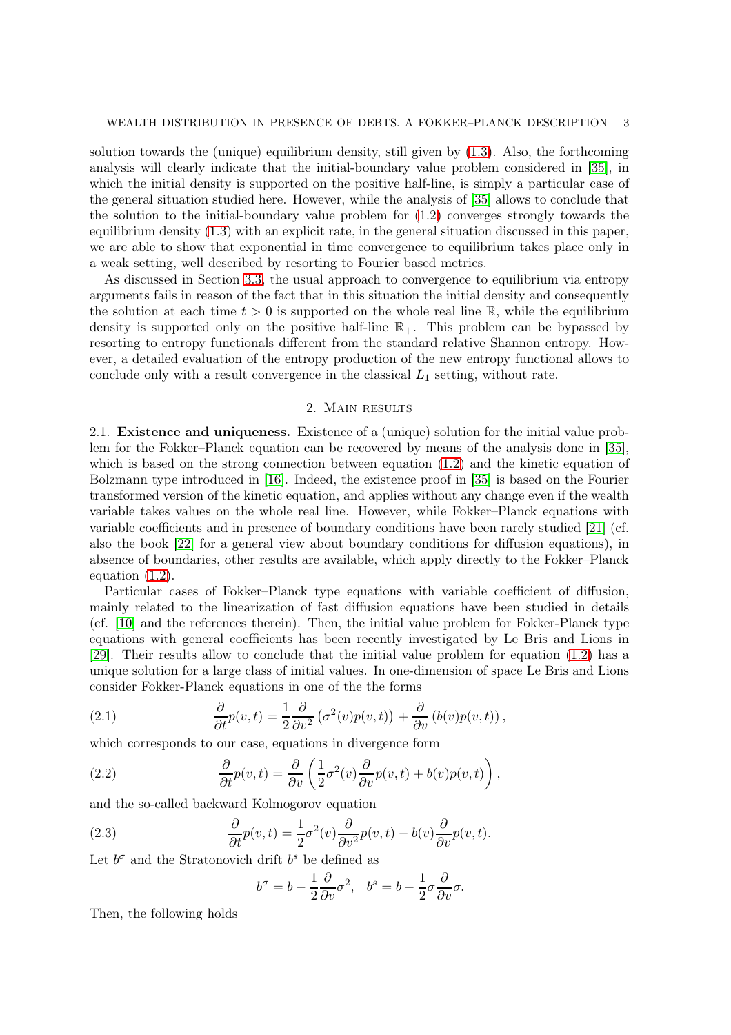solution towards the (unique) equilibrium density, still given by (1.3). Also, the forthcoming analysis will clearly indicate that the initial-boundary value problem considered in [35], in which the initial density is supported on the positive half-line, is simply a particular case of the general situation studied here. However, while the analysis of [35] allows to conclude that the solution to the initial-boundary value problem for (1.2) converges strongly towards the equilibrium density (1.3) with an explicit rate, in the general situation discussed in this paper, we are able to show that exponential in time convergence to equilibrium takes place only in a weak setting, well described by resorting to Fourier based metrics.

As discussed in Section 3.3, the usual approach to convergence to equilibrium via entropy arguments fails in reason of the fact that in this situation the initial density and consequently the solution at each time $t > 0$ is supported on the whole real line $\mathbb{R}$, while the equilibrium density is supported only on the positive half-line $\mathbb{R}_+$. This problem can be bypassed by resorting to entropy functionals different from the standard relative Shannon entropy. However, a detailed evaluation of the entropy production of the new entropy functional allows to conclude only with a result convergence in the classical $L_1$ setting, without rate.

## 2. Main results

**2.1. Existence and uniqueness.** Existence of a (unique) solution for the initial value problem for the Fokker–Planck equation can be recovered by means of the analysis done in [35], which is based on the strong connection between equation (1.2) and the kinetic equation of Bolzmann type introduced in [16]. Indeed, the existence proof in [35] is based on the Fourier transformed version of the kinetic equation, and applies without any change even if the wealth variable takes values on the whole real line. However, while Fokker–Planck equations with variable coefficients and in presence of boundary conditions have been rarely studied [21] (cf. also the book [22] for a general view about boundary conditions for diffusion equations), in absence of boundaries, other results are available, which apply directly to the Fokker–Planck equation (1.2).

Particular cases of Fokker–Planck type equations with variable coefficient of diffusion, mainly related to the linearization of fast diffusion equations have been studied in details (cf. [10] and the references therein). Then, the initial value problem for Fokker-Planck type equations with general coefficients has been recently investigated by Le Bris and Lions in [29]. Their results allow to conclude that the initial value problem for equation (1.2) has a unique solution for a large class of initial values. In one-dimension of space Le Bris and Lions consider Fokker-Planck equations in one of the the forms

$$\frac{\partial}{\partial t}p(v,t) = \frac{1}{2}\frac{\partial}{\partial v^2}\left(\sigma^2(v)p(v,t)\right) + \frac{\partial}{\partial v}\left(b(v)p(v,t)\right), \tag{2.1}$$

which corresponds to our case, equations in divergence form

$$\frac{\partial}{\partial t}p(v,t) = \frac{\partial}{\partial v}\left(\frac{1}{2}\sigma^2(v)\frac{\partial}{\partial v}p(v,t) + b(v)p(v,t)\right), \tag{2.2}$$

and the so-called backward Kolmogorov equation

$$\frac{\partial}{\partial t}p(v,t) = \frac{1}{2}\sigma^2(v)\frac{\partial}{\partial v^2}p(v,t) - b(v)\frac{\partial}{\partial v}p(v,t). \tag{2.3}$$

Let $b^\sigma$ and the Stratonovich drift $b^s$ be defined as

$$b^\sigma = b - \frac{1}{2}\frac{\partial}{\partial v}\sigma^2, \quad b^s = b - \frac{1}{2}\sigma\frac{\partial}{\partial v}\sigma.$$

Then, the following holds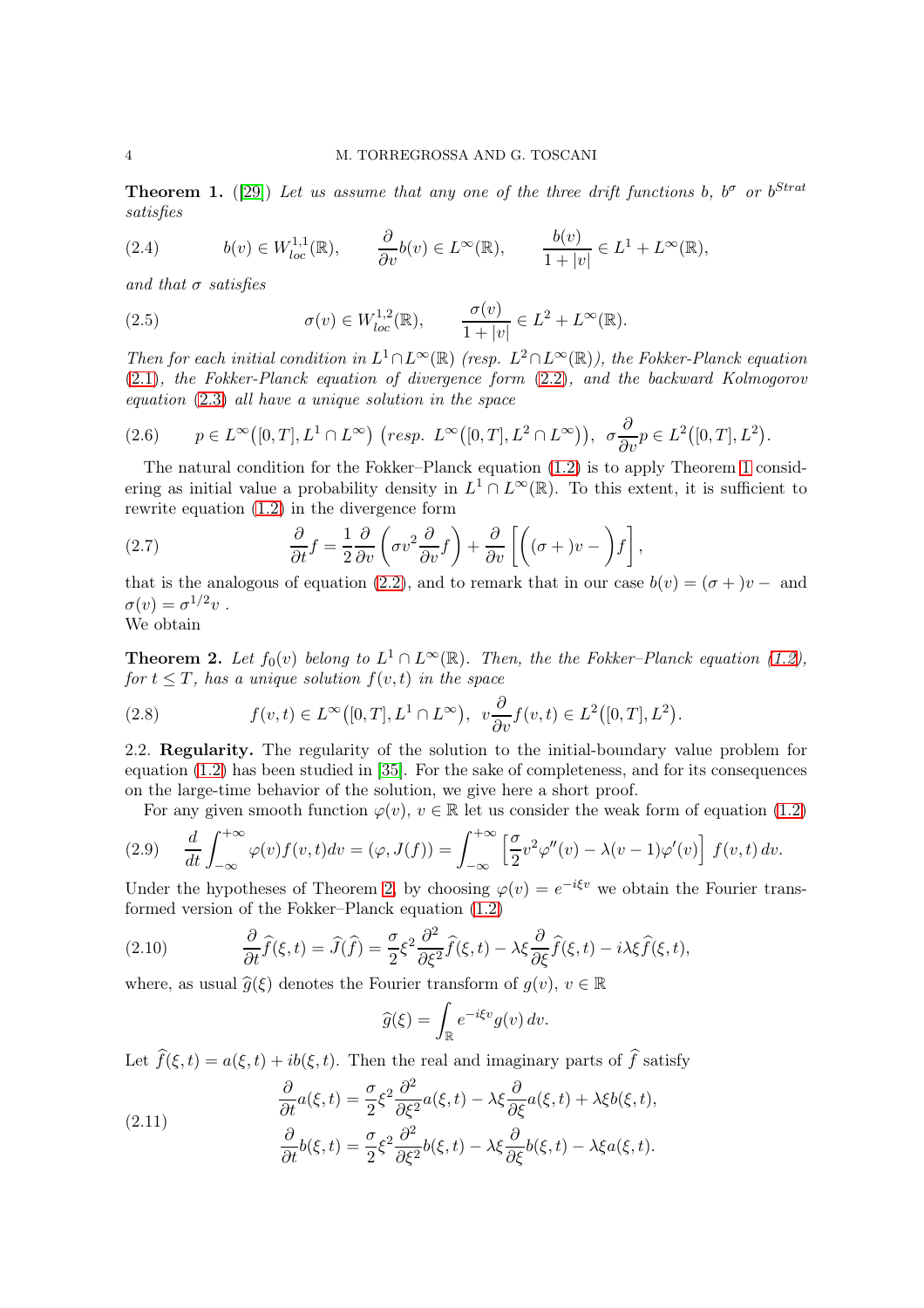**Theorem 1.** ([29]) *Let us assume that any one of the three drift functions $b$, $b^\sigma$ or $b^{Strat}$ satisfies*

$$
(2.4) \qquad b(v) \in W^{1,1}_{loc}(\mathbb{R}), \qquad \frac{\partial}{\partial v} b(v) \in L^\infty(\mathbb{R}), \qquad \frac{b(v)}{1+|v|} \in L^1 + L^\infty(\mathbb{R}),
$$

*and that $\sigma$ satisfies*

$$
(2.5) \qquad \sigma(v) \in W^{1,2}_{loc}(\mathbb{R}), \qquad \frac{\sigma(v)}{1+|v|} \in L^2 + L^\infty(\mathbb{R}).
$$

*Then for each initial condition in $L^1 \cap L^\infty(\mathbb{R})$ (resp. $L^2 \cap L^\infty(\mathbb{R})$), the Fokker-Planck equation (2.1), the Fokker-Planck equation of divergence form (2.2), and the backward Kolmogorov equation (2.3) all have a unique solution in the space*

$$
(2.6) \qquad p \in L^\infty\big([0,T], L^1 \cap L^\infty\big) \ \big(resp. \ L^\infty\big([0,T], L^2 \cap L^\infty\big)\big), \ \ \sigma \frac{\partial}{\partial v} p \in L^2\big([0,T], L^2\big).
$$

The natural condition for the Fokker–Planck equation (1.2) is to apply Theorem 1 considering as initial value a probability density in $L^1 \cap L^\infty(\mathbb{R})$. To this extent, it is sufficient to rewrite equation (1.2) in the divergence form

$$
(2.7) \qquad \frac{\partial}{\partial t} f = \frac{1}{2} \frac{\partial}{\partial v}\left(\sigma v^2 \frac{\partial}{\partial v} f\right) + \frac{\partial}{\partial v}\left[\Big((\sigma + )v - \Big) f\right],
$$

that is the analogous of equation (2.2), and to remark that in our case $b(v) = (\sigma + )v -$ and $\sigma(v) = \sigma^{1/2} v$ .
We obtain

**Theorem 2.** *Let $f_0(v)$ belong to $L^1 \cap L^\infty(\mathbb{R})$. Then, the the Fokker–Planck equation (1.2), for $t \le T$, has a unique solution $f(v,t)$ in the space*

$$
(2.8) \qquad f(v,t) \in L^\infty\big([0,T], L^1 \cap L^\infty\big), \ \ v \frac{\partial}{\partial v} f(v,t) \in L^2\big([0,T], L^2\big).
$$

2.2. **Regularity.** The regularity of the solution to the initial-boundary value problem for equation (1.2) has been studied in [35]. For the sake of completeness, and for its consequences on the large-time behavior of the solution, we give here a short proof.

For any given smooth function $\varphi(v)$, $v \in \mathbb{R}$ let us consider the weak form of equation (1.2)

$$
(2.9) \qquad \frac{d}{dt} \int_{-\infty}^{+\infty} \varphi(v) f(v,t) dv = (\varphi, J(f)) = \int_{-\infty}^{+\infty} \left[\frac{\sigma}{2} v^2 \varphi''(v) - \lambda(v-1)\varphi'(v)\right] f(v,t)\, dv.
$$

Under the hypotheses of Theorem 2, by choosing $\varphi(v) = e^{-i\xi v}$ we obtain the Fourier transformed version of the Fokker–Planck equation (1.2)

$$
(2.10) \qquad \frac{\partial}{\partial t} \widehat{f}(\xi,t) = \widehat{J}(\widehat{f}) = \frac{\sigma}{2} \xi^2 \frac{\partial^2}{\partial \xi^2} \widehat{f}(\xi,t) - \lambda \xi \frac{\partial}{\partial \xi} \widehat{f}(\xi,t) - i\lambda\xi \widehat{f}(\xi,t),
$$

where, as usual $\widehat{g}(\xi)$ denotes the Fourier transform of $g(v)$, $v \in \mathbb{R}$

$$
\widehat{g}(\xi) = \int_{\mathbb{R}} e^{-i\xi v} g(v)\, dv.
$$

Let $\widehat{f}(\xi,t) = a(\xi,t) + ib(\xi,t)$. Then the real and imaginary parts of $\widehat{f}$ satisfy

$$
(2.11) \qquad
\begin{aligned}
\frac{\partial}{\partial t} a(\xi,t) &= \frac{\sigma}{2} \xi^2 \frac{\partial^2}{\partial \xi^2} a(\xi,t) - \lambda \xi \frac{\partial}{\partial \xi} a(\xi,t) + \lambda \xi b(\xi,t), \\
\frac{\partial}{\partial t} b(\xi,t) &= \frac{\sigma}{2} \xi^2 \frac{\partial^2}{\partial \xi^2} b(\xi,t) - \lambda \xi \frac{\partial}{\partial \xi} b(\xi,t) - \lambda \xi a(\xi,t).
\end{aligned}
$$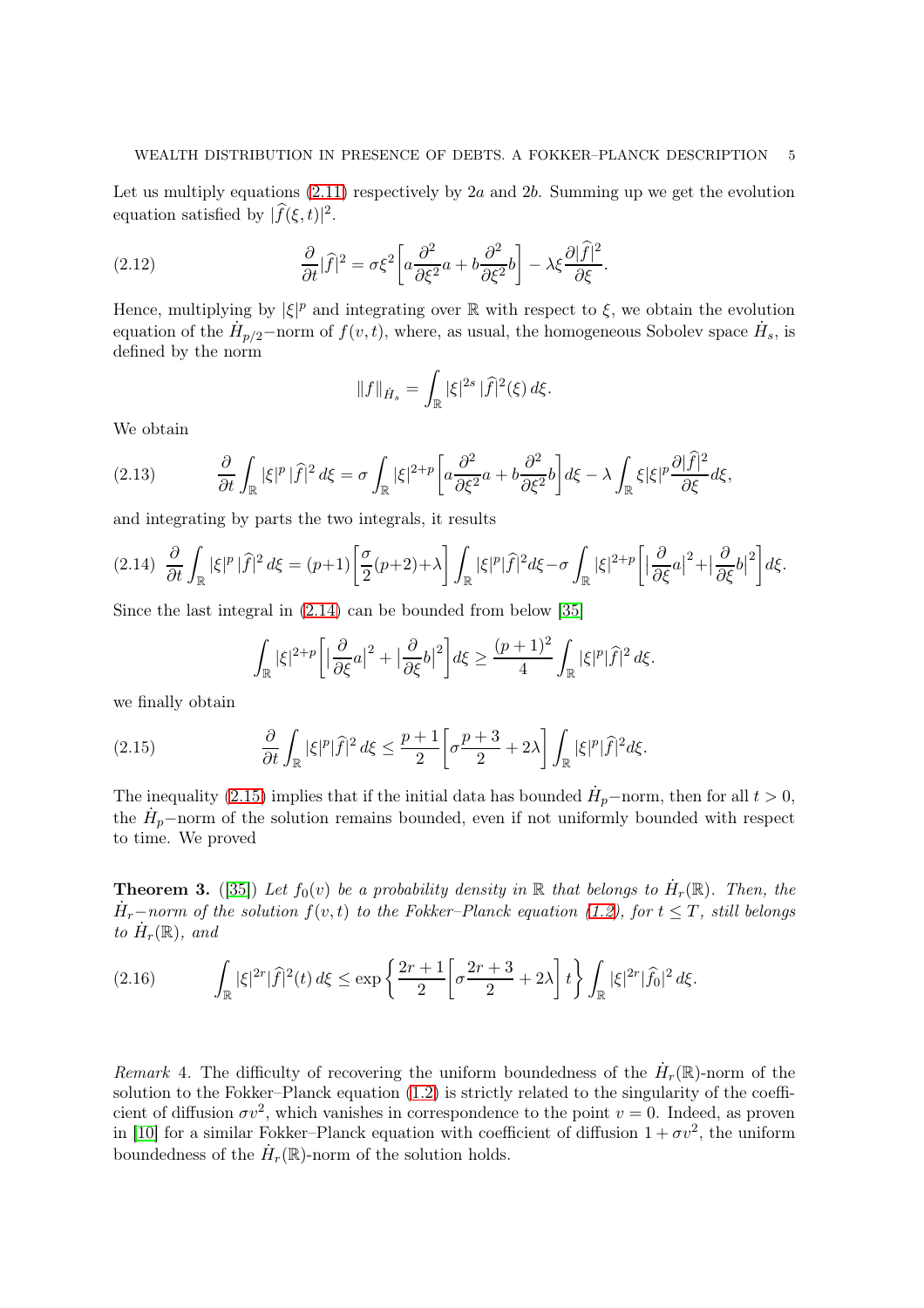Let us multiply equations (2.11) respectively by $2a$ and $2b$. Summing up we get the evolution equation satisfied by $|\widehat{f}(\xi,t)|^2$.

$$\frac{\partial}{\partial t}|\widehat{f}|^2 = \sigma\xi^2\left[a\frac{\partial^2}{\partial \xi^2}a + b\frac{\partial^2}{\partial \xi^2}b\right] - \lambda\xi\frac{\partial|\widehat{f}|^2}{\partial \xi}. \tag{2.12}$$

Hence, multiplying by $|\xi|^p$ and integrating over $\mathbb{R}$ with respect to $\xi$, we obtain the evolution equation of the $\dot{H}_{p/2}-$norm of $f(v,t)$, where, as usual, the homogeneous Sobolev space $\dot{H}_s$, is defined by the norm

$$\|f\|_{\dot{H}_s} = \int_{\mathbb{R}} |\xi|^{2s}\,|\widehat{f}|^2(\xi)\,d\xi.$$

We obtain

$$\frac{\partial}{\partial t}\int_{\mathbb{R}} |\xi|^p\,|\widehat{f}|^2\,d\xi = \sigma\int_{\mathbb{R}} |\xi|^{2+p}\left[a\frac{\partial^2}{\partial \xi^2}a + b\frac{\partial^2}{\partial \xi^2}b\right]d\xi - \lambda\int_{\mathbb{R}}\xi|\xi|^p\frac{\partial|\widehat{f}|^2}{\partial \xi}d\xi, \tag{2.13}$$

and integrating by parts the two integrals, it results

$$\frac{\partial}{\partial t}\int_{\mathbb{R}} |\xi|^p\,|\widehat{f}|^2\,d\xi = (p+1)\left[\frac{\sigma}{2}(p+2)+\lambda\right]\int_{\mathbb{R}}|\xi|^p|\widehat{f}|^2 d\xi - \sigma\int_{\mathbb{R}}|\xi|^{2+p}\left[\left|\frac{\partial}{\partial\xi}a\right|^2 + \left|\frac{\partial}{\partial\xi}b\right|^2\right]d\xi. \tag{2.14}$$

Since the last integral in (2.14) can be bounded from below [35]

$$\int_{\mathbb{R}}|\xi|^{2+p}\left[\left|\frac{\partial}{\partial\xi}a\right|^2 + \left|\frac{\partial}{\partial\xi}b\right|^2\right]d\xi \geq \frac{(p+1)^2}{4}\int_{\mathbb{R}}|\xi|^p|\widehat{f}|^2\,d\xi.$$

we finally obtain

$$\frac{\partial}{\partial t}\int_{\mathbb{R}}|\xi|^p|\widehat{f}|^2\,d\xi \leq \frac{p+1}{2}\left[\sigma\frac{p+3}{2} + 2\lambda\right]\int_{\mathbb{R}}|\xi|^p|\widehat{f}|^2 d\xi. \tag{2.15}$$

The inequality (2.15) implies that if the initial data has bounded $\dot{H}_p-$norm, then for all $t > 0$, the $\dot{H}_p-$norm of the solution remains bounded, even if not uniformly bounded with respect to time. We proved

**Theorem 3.** ([35]) *Let $f_0(v)$ be a probability density in $\mathbb{R}$ that belongs to $\dot{H}_r(\mathbb{R})$. Then, the $\dot{H}_r-$norm of the solution $f(v,t)$ to the Fokker–Planck equation (1.2), for $t \leq T$, still belongs to $\dot{H}_r(\mathbb{R})$, and*

$$\int_{\mathbb{R}}|\xi|^{2r}|\widehat{f}|^2(t)\,d\xi \leq \exp\left\{\frac{2r+1}{2}\left[\sigma\frac{2r+3}{2} + 2\lambda\right]t\right\}\int_{\mathbb{R}}|\xi|^{2r}|\widehat{f}_0|^2\,d\xi. \tag{2.16}$$

*Remark* 4. The difficulty of recovering the uniform boundedness of the $\dot{H}_r(\mathbb{R})$-norm of the solution to the Fokker–Planck equation (1.2) is strictly related to the singularity of the coefficient of diffusion $\sigma v^2$, which vanishes in correspondence to the point $v = 0$. Indeed, as proven in [10] for a similar Fokker–Planck equation with coefficient of diffusion $1 + \sigma v^2$, the uniform boundedness of the $\dot{H}_r(\mathbb{R})$-norm of the solution holds.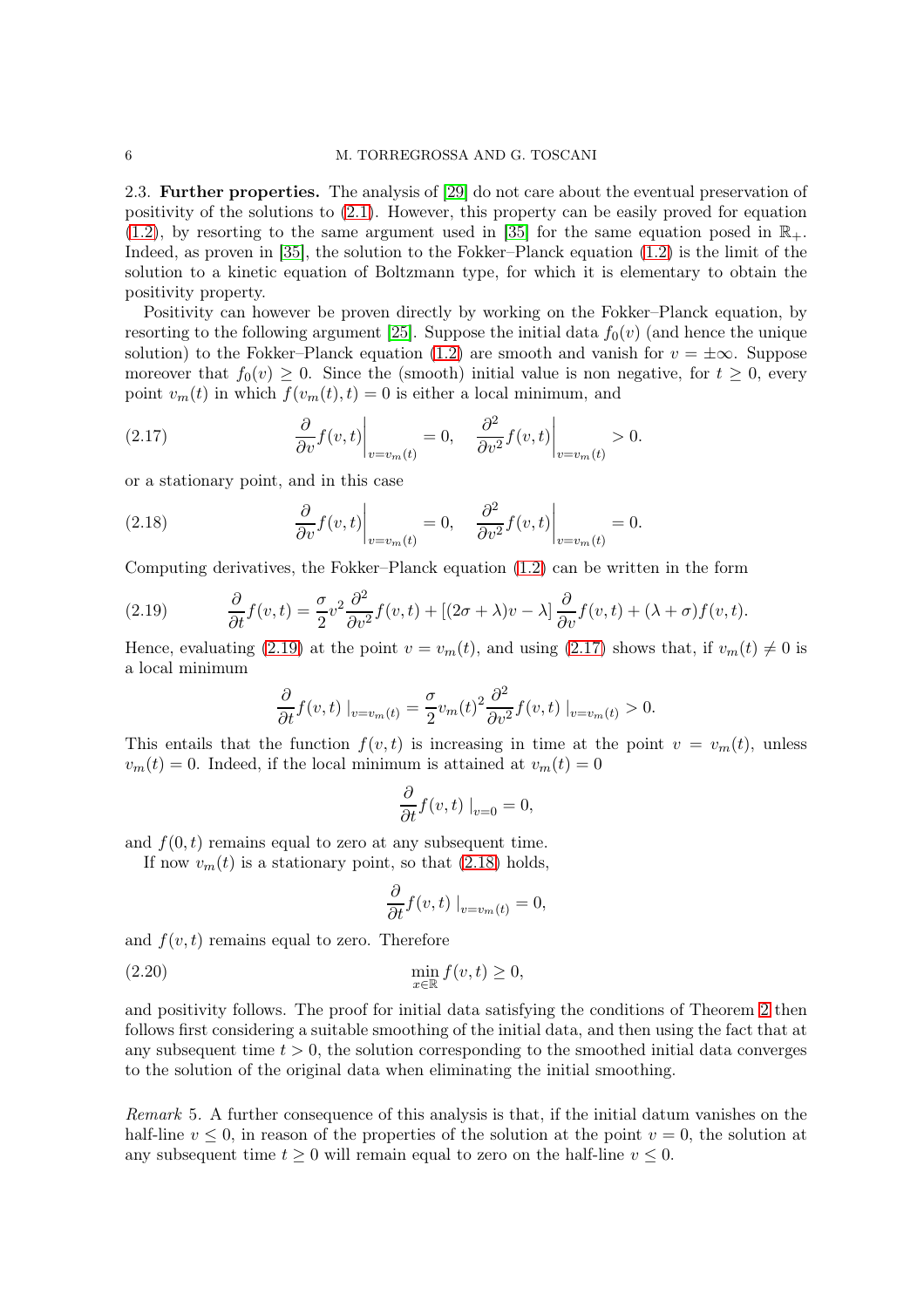2.3. **Further properties.** The analysis of [29] do not care about the eventual preservation of positivity of the solutions to (2.1). However, this property can be easily proved for equation (1.2), by resorting to the same argument used in [35] for the same equation posed in $\mathbb{R}_+$. Indeed, as proven in [35], the solution to the Fokker–Planck equation (1.2) is the limit of the solution to a kinetic equation of Boltzmann type, for which it is elementary to obtain the positivity property.

Positivity can however be proven directly by working on the Fokker–Planck equation, by resorting to the following argument [25]. Suppose the initial data $f_0(v)$ (and hence the unique solution) to the Fokker–Planck equation (1.2) are smooth and vanish for $v = \pm\infty$. Suppose moreover that $f_0(v) \geq 0$. Since the (smooth) initial value is non negative, for $t \geq 0$, every point $v_m(t)$ in which $f(v_m(t), t) = 0$ is either a local minimum, and

$$\frac{\partial}{\partial v} f(v,t)\bigg|_{v=v_m(t)} = 0, \quad \frac{\partial^2}{\partial v^2} f(v,t)\bigg|_{v=v_m(t)} > 0. \tag{2.17}$$

or a stationary point, and in this case

$$\frac{\partial}{\partial v} f(v,t)\bigg|_{v=v_m(t)} = 0, \quad \frac{\partial^2}{\partial v^2} f(v,t)\bigg|_{v=v_m(t)} = 0. \tag{2.18}$$

Computing derivatives, the Fokker–Planck equation (1.2) can be written in the form

$$\frac{\partial}{\partial t} f(v,t) = \frac{\sigma}{2} v^2 \frac{\partial^2}{\partial v^2} f(v,t) + \left[(2\sigma + \lambda)v - \lambda\right] \frac{\partial}{\partial v} f(v,t) + (\lambda + \sigma) f(v,t). \tag{2.19}$$

Hence, evaluating (2.19) at the point $v = v_m(t)$, and using (2.17) shows that, if $v_m(t) \neq 0$ is a local minimum

$$\frac{\partial}{\partial t} f(v,t) \mid_{v=v_m(t)} = \frac{\sigma}{2} v_m(t)^2 \frac{\partial^2}{\partial v^2} f(v,t) \mid_{v=v_m(t)} > 0.$$

This entails that the function $f(v,t)$ is increasing in time at the point $v = v_m(t)$, unless $v_m(t) = 0$. Indeed, if the local minimum is attained at $v_m(t) = 0$

$$\frac{\partial}{\partial t} f(v,t) \mid_{v=0} = 0,$$

and $f(0,t)$ remains equal to zero at any subsequent time.

If now $v_m(t)$ is a stationary point, so that (2.18) holds,

$$\frac{\partial}{\partial t} f(v,t) \mid_{v=v_m(t)} = 0,$$

and $f(v,t)$ remains equal to zero. Therefore

$$\min_{x \in \mathbb{R}} f(v,t) \geq 0, \tag{2.20}$$

and positivity follows. The proof for initial data satisfying the conditions of Theorem 2 then follows first considering a suitable smoothing of the initial data, and then using the fact that at any subsequent time $t > 0$, the solution corresponding to the smoothed initial data converges to the solution of the original data when eliminating the initial smoothing.

*Remark* 5. A further consequence of this analysis is that, if the initial datum vanishes on the half-line $v \leq 0$, in reason of the properties of the solution at the point $v = 0$, the solution at any subsequent time $t \geq 0$ will remain equal to zero on the half-line $v \leq 0$.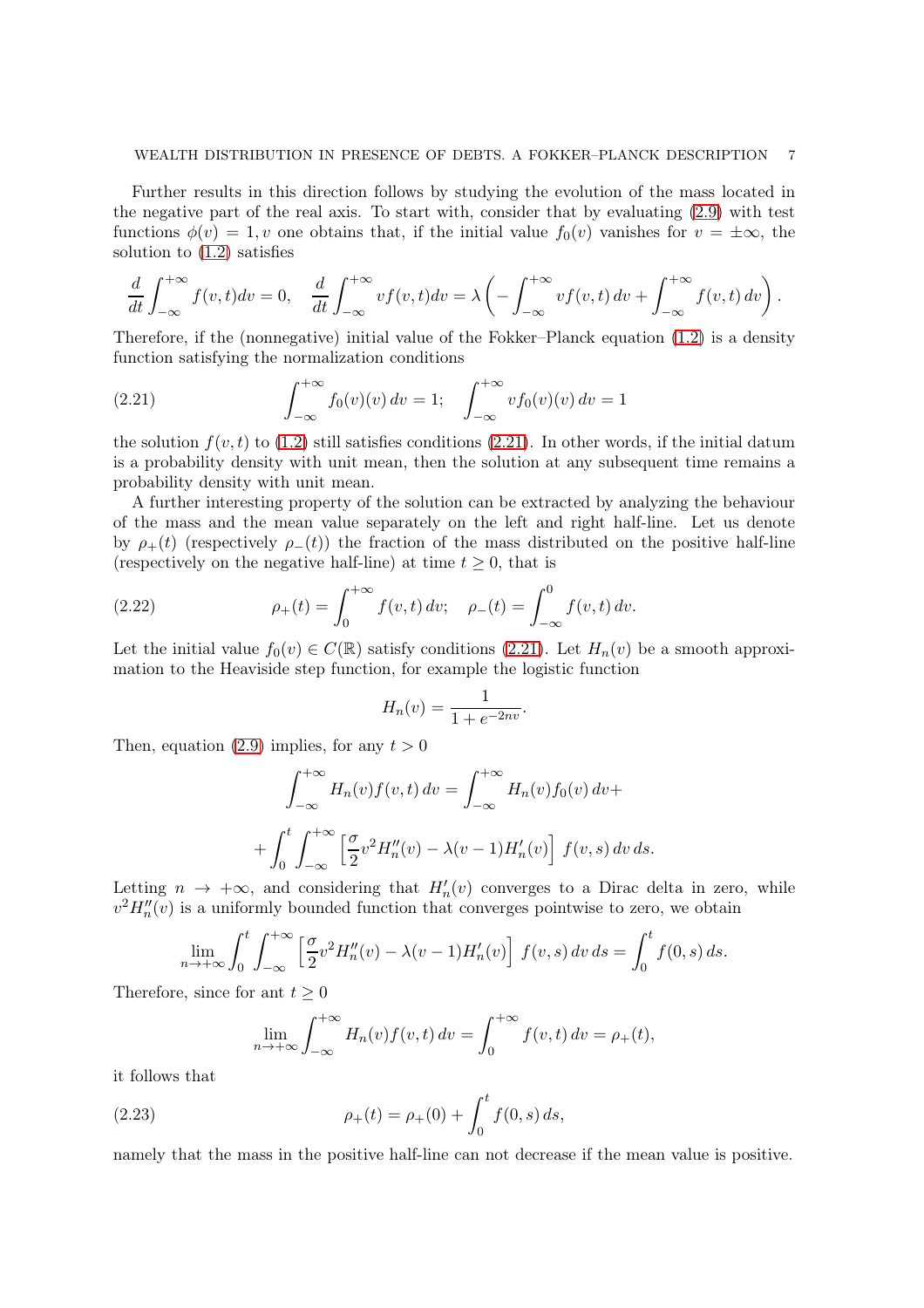Further results in this direction follows by studying the evolution of the mass located in the negative part of the real axis. To start with, consider that by evaluating (2.9) with test functions $\phi(v) = 1, v$ one obtains that, if the initial value $f_0(v)$ vanishes for $v = \pm\infty$, the solution to (1.2) satisfies

$$\frac{d}{dt}\int_{-\infty}^{+\infty} f(v,t)dv = 0, \quad \frac{d}{dt}\int_{-\infty}^{+\infty} vf(v,t)dv = \lambda\left(-\int_{-\infty}^{+\infty} vf(v,t)\,dv + \int_{-\infty}^{+\infty} f(v,t)\,dv\right).$$

Therefore, if the (nonnegative) initial value of the Fokker–Planck equation (1.2) is a density function satisfying the normalization conditions

$$\int_{-\infty}^{+\infty} f_0(v)(v)\,dv = 1; \quad \int_{-\infty}^{+\infty} vf_0(v)(v)\,dv = 1 \tag{2.21}$$

the solution $f(v,t)$ to (1.2) still satisfies conditions (2.21). In other words, if the initial datum is a probability density with unit mean, then the solution at any subsequent time remains a probability density with unit mean.

A further interesting property of the solution can be extracted by analyzing the behaviour of the mass and the mean value separately on the left and right half-line. Let us denote by $\rho_+(t)$ (respectively $\rho_-(t)$) the fraction of the mass distributed on the positive half-line (respectively on the negative half-line) at time $t \geq 0$, that is

$$\rho_+(t) = \int_0^{+\infty} f(v,t)\,dv; \quad \rho_-(t) = \int_{-\infty}^0 f(v,t)\,dv. \tag{2.22}$$

Let the initial value $f_0(v) \in C(\mathbb{R})$ satisfy conditions (2.21). Let $H_n(v)$ be a smooth approximation to the Heaviside step function, for example the logistic function

$$H_n(v) = \frac{1}{1+e^{-2nv}}.$$

Then, equation (2.9) implies, for any $t > 0$

$$\int_{-\infty}^{+\infty} H_n(v)f(v,t)\,dv = \int_{-\infty}^{+\infty} H_n(v)f_0(v)\,dv +$$

$$+\int_0^t \int_{-\infty}^{+\infty} \left[\frac{\sigma}{2}v^2 H_n''(v) - \lambda(v-1)H_n'(v)\right] f(v,s)\,dv\,ds.$$

Letting $n \to +\infty$, and considering that $H_n'(v)$ converges to a Dirac delta in zero, while $v^2 H_n''(v)$ is a uniformly bounded function that converges pointwise to zero, we obtain

$$\lim_{n\to+\infty}\int_0^t \int_{-\infty}^{+\infty} \left[\frac{\sigma}{2}v^2 H_n''(v) - \lambda(v-1)H_n'(v)\right] f(v,s)\,dv\,ds = \int_0^t f(0,s)\,ds.$$

Therefore, since for ant $t \geq 0$

$$\lim_{n\to+\infty}\int_{-\infty}^{+\infty} H_n(v)f(v,t)\,dv = \int_0^{+\infty} f(v,t)\,dv = \rho_+(t),$$

it follows that

$$\rho_+(t) = \rho_+(0) + \int_0^t f(0,s)\,ds, \tag{2.23}$$

namely that the mass in the positive half-line can not decrease if the mean value is positive.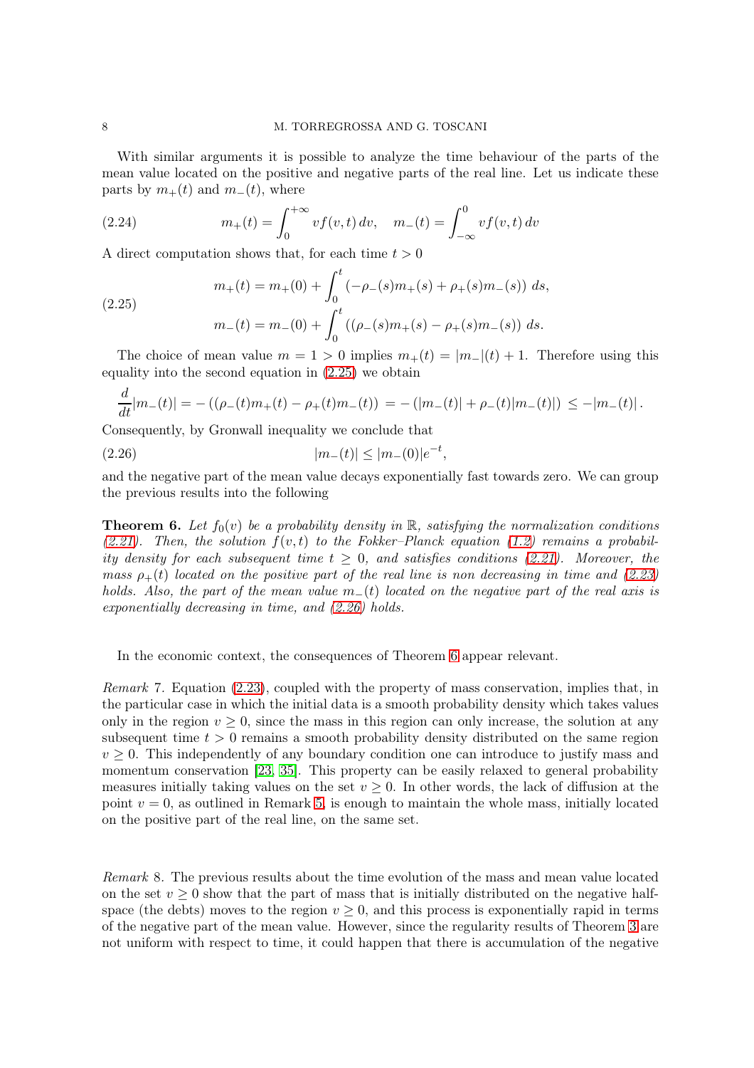With similar arguments it is possible to analyze the time behaviour of the parts of the mean value located on the positive and negative parts of the real line. Let us indicate these parts by $m_+(t)$ and $m_-(t)$, where

$$
m_+(t) = \int_0^{+\infty} v f(v,t)\, dv, \quad m_-(t) = \int_{-\infty}^{0} v f(v,t)\, dv \tag{2.24}
$$

A direct computation shows that, for each time $t > 0$

$$
\begin{aligned}
m_+(t) &= m_+(0) + \int_0^t \left(-\rho_-(s) m_+(s) + \rho_+(s) m_-(s)\right) ds, \\
m_-(t) &= m_-(0) + \int_0^t \left((\rho_-(s) m_+(s) - \rho_+(s) m_-(s)\right) ds.
\end{aligned} \tag{2.25}
$$

The choice of mean value $m = 1 > 0$ implies $m_+(t) = |m_-|(t) + 1$. Therefore using this equality into the second equation in (2.25) we obtain

$$
\frac{d}{dt}|m_-(t)| = -\left((\rho_-(t) m_+(t) - \rho_+(t) m_-(t)\right) = -\left(|m_-(t)| + \rho_-(t)|m_-(t)|\right) \le -|m_-(t)|.
$$

Consequently, by Gronwall inequality we conclude that

$$
|m_-(t)| \le |m_-(0)| e^{-t}, \tag{2.26}
$$

and the negative part of the mean value decays exponentially fast towards zero. We can group the previous results into the following

**Theorem 6.** *Let $f_0(v)$ be a probability density in $\mathbb{R}$, satisfying the normalization conditions (2.21). Then, the solution $f(v,t)$ to the Fokker–Planck equation (1.2) remains a probability density for each subsequent time $t \ge 0$, and satisfies conditions (2.21). Moreover, the mass $\rho_+(t)$ located on the positive part of the real line is non decreasing in time and (2.23) holds. Also, the part of the mean value $m_-(t)$ located on the negative part of the real axis is exponentially decreasing in time, and (2.26) holds.*

In the economic context, the consequences of Theorem 6 appear relevant.

*Remark* 7. Equation (2.23), coupled with the property of mass conservation, implies that, in the particular case in which the initial data is a smooth probability density which takes values only in the region $v \ge 0$, since the mass in this region can only increase, the solution at any subsequent time $t > 0$ remains a smooth probability density distributed on the same region $v \ge 0$. This independently of any boundary condition one can introduce to justify mass and momentum conservation [23, 35]. This property can be easily relaxed to general probability measures initially taking values on the set $v \ge 0$. In other words, the lack of diffusion at the point $v = 0$, as outlined in Remark 5, is enough to maintain the whole mass, initially located on the positive part of the real line, on the same set.

*Remark* 8. The previous results about the time evolution of the mass and mean value located on the set $v \ge 0$ show that the part of mass that is initially distributed on the negative half-space (the debts) moves to the region $v \ge 0$, and this process is exponentially rapid in terms of the negative part of the mean value. However, since the regularity results of Theorem 3 are not uniform with respect to time, it could happen that there is accumulation of the negative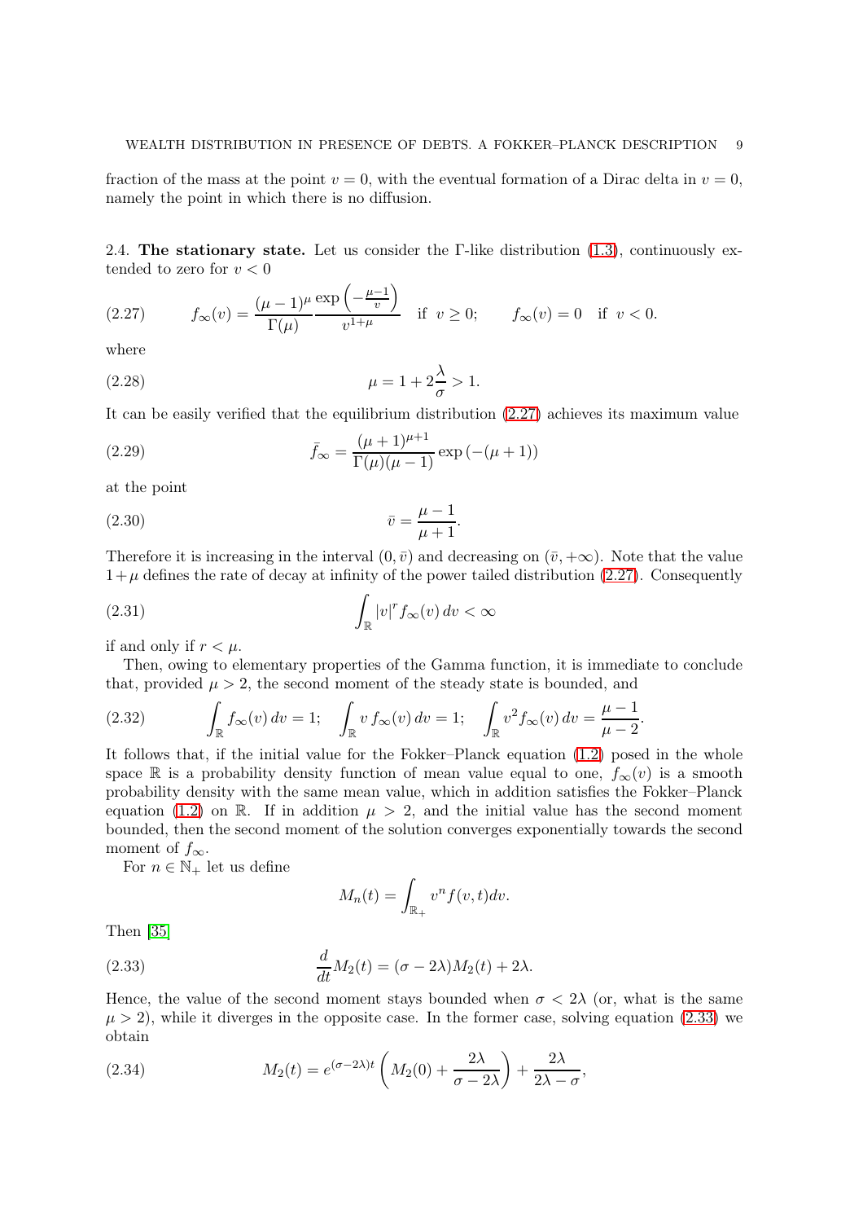fraction of the mass at the point $v = 0$, with the eventual formation of a Dirac delta in $v = 0$, namely the point in which there is no diffusion.

### 2.4. The stationary state.

Let us consider the Γ-like distribution (1.3), continuously extended to zero for $v < 0$

$$f_\infty(v) = \frac{(\mu-1)^\mu}{\Gamma(\mu)} \frac{\exp\left(-\frac{\mu-1}{v}\right)}{v^{1+\mu}} \quad \text{if } v \geq 0; \qquad f_\infty(v) = 0 \quad \text{if } v < 0. \tag{2.27}$$

where

$$\mu = 1 + 2\frac{\lambda}{\sigma} > 1. \tag{2.28}$$

It can be easily verified that the equilibrium distribution (2.27) achieves its maximum value

$$\bar{f}_\infty = \frac{(\mu+1)^{\mu+1}}{\Gamma(\mu)(\mu-1)} \exp\left(-(\mu+1)\right) \tag{2.29}$$

at the point

$$\bar{v} = \frac{\mu-1}{\mu+1}. \tag{2.30}$$

Therefore it is increasing in the interval $(0, \bar{v})$ and decreasing on $(\bar{v}, +\infty)$. Note that the value $1+\mu$ defines the rate of decay at infinity of the power tailed distribution (2.27). Consequently

$$\int_{\mathbb{R}} |v|^r f_\infty(v)\, dv < \infty \tag{2.31}$$

if and only if $r < \mu$.

Then, owing to elementary properties of the Gamma function, it is immediate to conclude that, provided $\mu > 2$, the second moment of the steady state is bounded, and

$$\int_{\mathbb{R}} f_\infty(v)\, dv = 1; \quad \int_{\mathbb{R}} v\, f_\infty(v)\, dv = 1; \quad \int_{\mathbb{R}} v^2 f_\infty(v)\, dv = \frac{\mu-1}{\mu-2}. \tag{2.32}$$

It follows that, if the initial value for the Fokker–Planck equation (1.2) posed in the whole space $\mathbb{R}$ is a probability density function of mean value equal to one, $f_\infty(v)$ is a smooth probability density with the same mean value, which in addition satisfies the Fokker–Planck equation (1.2) on $\mathbb{R}$. If in addition $\mu > 2$, and the initial value has the second moment bounded, then the second moment of the solution converges exponentially towards the second moment of $f_\infty$.

For $n \in \mathbb{N}_+$ let us define

$$M_n(t) = \int_{\mathbb{R}_+} v^n f(v,t) dv.$$

Then [35]

$$\frac{d}{dt} M_2(t) = (\sigma - 2\lambda) M_2(t) + 2\lambda. \tag{2.33}$$

Hence, the value of the second moment stays bounded when $\sigma < 2\lambda$ (or, what is the same $\mu > 2$), while it diverges in the opposite case. In the former case, solving equation (2.33) we obtain

$$M_2(t) = e^{(\sigma-2\lambda)t} \left( M_2(0) + \frac{2\lambda}{\sigma - 2\lambda} \right) + \frac{2\lambda}{2\lambda - \sigma}, \tag{2.34}$$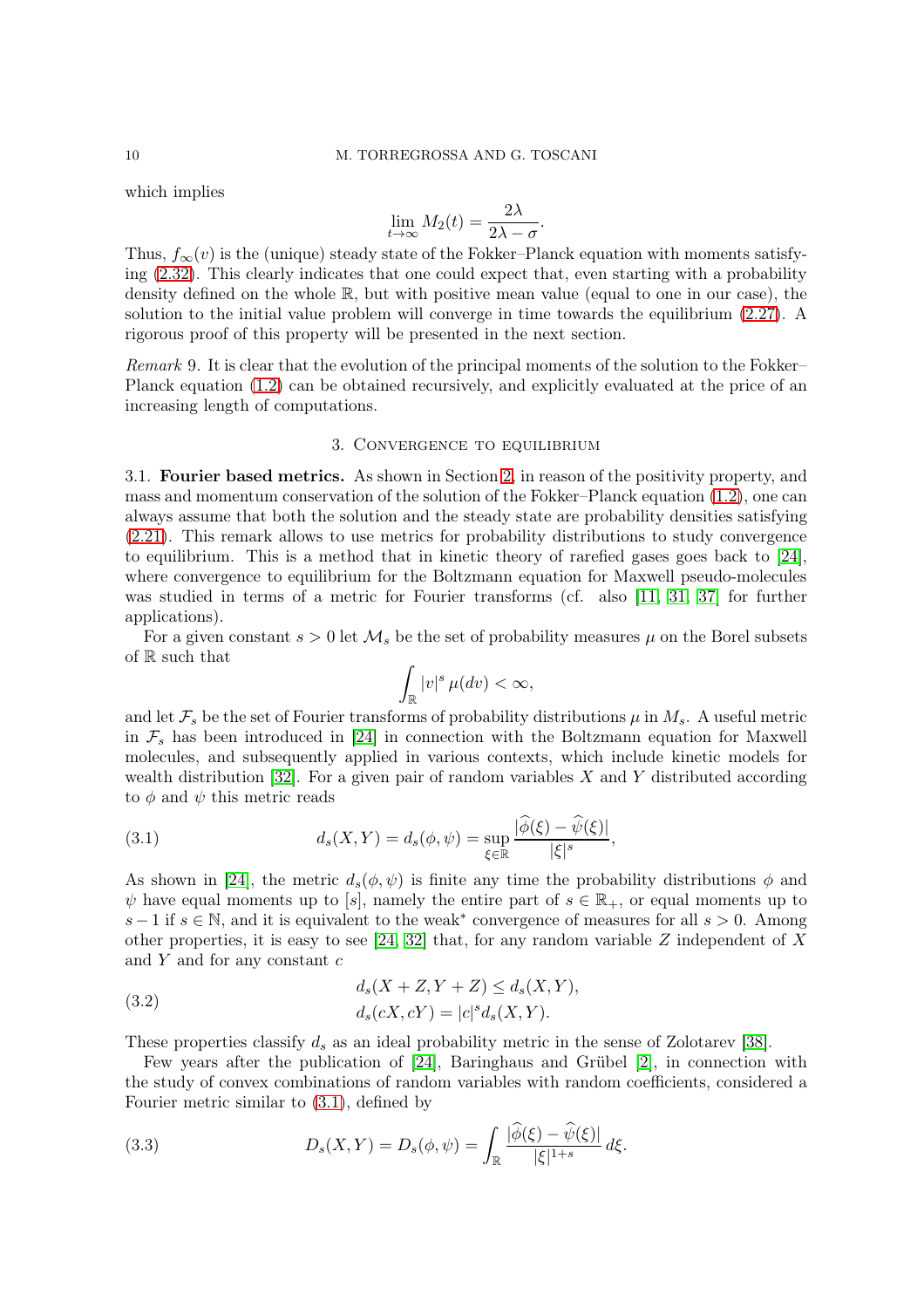which implies

$$\lim_{t\to\infty} M_2(t) = \frac{2\lambda}{2\lambda - \sigma}.$$

Thus, $f_\infty(v)$ is the (unique) steady state of the Fokker–Planck equation with moments satisfying (2.32). This clearly indicates that one could expect that, even starting with a probability density defined on the whole $\mathbb{R}$, but with positive mean value (equal to one in our case), the solution to the initial value problem will converge in time towards the equilibrium (2.27). A rigorous proof of this property will be presented in the next section.

*Remark* 9. It is clear that the evolution of the principal moments of the solution to the Fokker–Planck equation (1.2) can be obtained recursively, and explicitly evaluated at the price of an increasing length of computations.

## 3. Convergence to equilibrium

3.1. **Fourier based metrics.** As shown in Section 2, in reason of the positivity property, and mass and momentum conservation of the solution of the Fokker–Planck equation (1.2), one can always assume that both the solution and the steady state are probability densities satisfying (2.21). This remark allows to use metrics for probability distributions to study convergence to equilibrium. This is a method that in kinetic theory of rarefied gases goes back to [24], where convergence to equilibrium for the Boltzmann equation for Maxwell pseudo-molecules was studied in terms of a metric for Fourier transforms (cf. also [11, 31, 37] for further applications).

For a given constant $s > 0$ let $\mathcal{M}_s$ be the set of probability measures $\mu$ on the Borel subsets of $\mathbb{R}$ such that

$$\int_{\mathbb{R}} |v|^s \, \mu(dv) < \infty,$$

and let $\mathcal{F}_s$ be the set of Fourier transforms of probability distributions $\mu$ in $M_s$. A useful metric in $\mathcal{F}_s$ has been introduced in [24] in connection with the Boltzmann equation for Maxwell molecules, and subsequently applied in various contexts, which include kinetic models for wealth distribution [32]. For a given pair of random variables $X$ and $Y$ distributed according to $\phi$ and $\psi$ this metric reads

$$d_s(X,Y) = d_s(\phi,\psi) = \sup_{\xi\in\mathbb{R}} \frac{|\widehat{\phi}(\xi) - \widehat{\psi}(\xi)|}{|\xi|^s}, \tag{3.1}$$

As shown in [24], the metric $d_s(\phi,\psi)$ is finite any time the probability distributions $\phi$ and $\psi$ have equal moments up to $[s]$, namely the entire part of $s \in \mathbb{R}_+$, or equal moments up to $s-1$ if $s \in \mathbb{N}$, and it is equivalent to the weak$^*$ convergence of measures for all $s > 0$. Among other properties, it is easy to see [24, 32] that, for any random variable $Z$ independent of $X$ and $Y$ and for any constant $c$

$$\begin{aligned} &d_s(X+Z, Y+Z) \le d_s(X,Y), \\ &d_s(cX, cY) = |c|^s d_s(X,Y). \end{aligned} \tag{3.2}$$

These properties classify $d_s$ as an ideal probability metric in the sense of Zolotarev [38].

Few years after the publication of [24], Baringhaus and Grübel [2], in connection with the study of convex combinations of random variables with random coefficients, considered a Fourier metric similar to (3.1), defined by

$$D_s(X,Y) = D_s(\phi,\psi) = \int_{\mathbb{R}} \frac{|\widehat{\phi}(\xi) - \widehat{\psi}(\xi)|}{|\xi|^{1+s}} \, d\xi. \tag{3.3}$$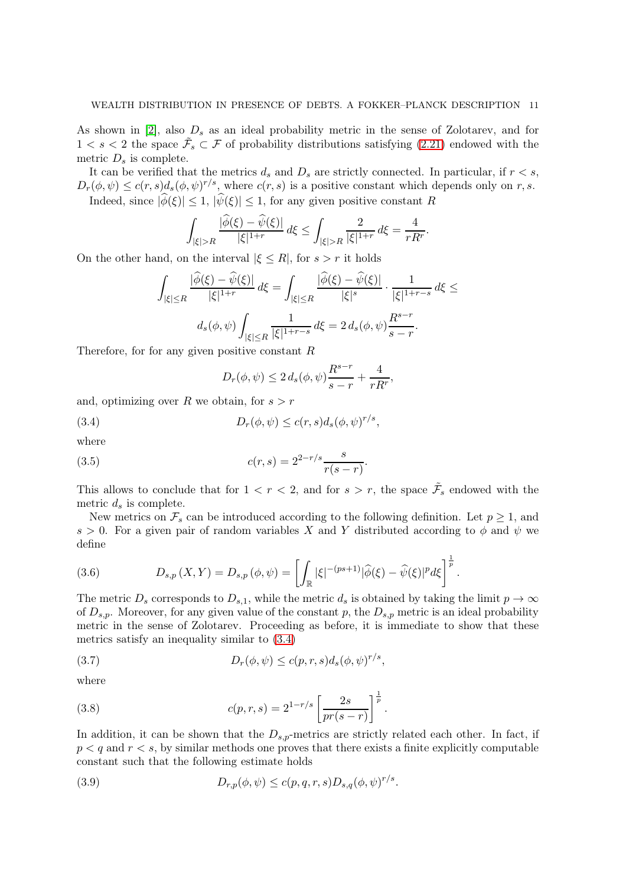As shown in [2], also $D_s$ as an ideal probability metric in the sense of Zolotarev, and for $1 < s < 2$ the space $\tilde{\mathcal{F}}_s \subset \mathcal{F}$ of probability distributions satisfying (2.21) endowed with the metric $D_s$ is complete.

It can be verified that the metrics $d_s$ and $D_s$ are strictly connected. In particular, if $r < s$, $D_r(\phi, \psi) \le c(r,s) d_s(\phi,\psi)^{r/s}$, where $c(r,s)$ is a positive constant which depends only on $r, s$.

Indeed, since $|\widehat{\phi}(\xi)| \le 1$, $|\widehat{\psi}(\xi)| \le 1$, for any given positive constant $R$

$$\int_{|\xi|>R} \frac{|\widehat{\phi}(\xi) - \widehat{\psi}(\xi)|}{|\xi|^{1+r}}\, d\xi \le \int_{|\xi|>R} \frac{2}{|\xi|^{1+r}}\, d\xi = \frac{4}{rR^r}.$$

On the other hand, on the interval $|\xi \le R|$, for $s > r$ it holds

$$\int_{|\xi|\le R} \frac{|\widehat{\phi}(\xi) - \widehat{\psi}(\xi)|}{|\xi|^{1+r}}\, d\xi = \int_{|\xi|\le R} \frac{|\widehat{\phi}(\xi) - \widehat{\psi}(\xi)|}{|\xi|^{s}} \cdot \frac{1}{|\xi|^{1+r-s}}\, d\xi \le$$

$$d_s(\phi,\psi) \int_{|\xi|\le R} \frac{1}{|\xi|^{1+r-s}}\, d\xi = 2\, d_s(\phi,\psi)\frac{R^{s-r}}{s-r}.$$

Therefore, for for any given positive constant $R$

$$D_r(\phi,\psi) \le 2\, d_s(\phi,\psi)\frac{R^{s-r}}{s-r} + \frac{4}{rR^r},$$

and, optimizing over $R$ we obtain, for $s > r$

$$D_r(\phi,\psi) \le c(r,s) d_s(\phi,\psi)^{r/s}, \tag{3.4}$$

where

$$c(r,s) = 2^{2-r/s}\frac{s}{r(s-r)}. \tag{3.5}$$

This allows to conclude that for $1 < r < 2$, and for $s > r$, the space $\tilde{\mathcal{F}}_s$ endowed with the metric $d_s$ is complete.

New metrics on $\mathcal{F}_s$ can be introduced according to the following definition. Let $p \ge 1$, and $s > 0$. For a given pair of random variables $X$ and $Y$ distributed according to $\phi$ and $\psi$ we define

$$D_{s,p}(X,Y) = D_{s,p}(\phi,\psi) = \left[\int_{\mathbb{R}} |\xi|^{-(ps+1)} |\widehat{\phi}(\xi) - \widehat{\psi}(\xi)|^p d\xi\right]^{\frac{1}{p}}. \tag{3.6}$$

The metric $D_s$ corresponds to $D_{s,1}$, while the metric $d_s$ is obtained by taking the limit $p \to \infty$ of $D_{s,p}$. Moreover, for any given value of the constant $p$, the $D_{s,p}$ metric is an ideal probability metric in the sense of Zolotarev. Proceeding as before, it is immediate to show that these metrics satisfy an inequality similar to (3.4)

$$D_r(\phi,\psi) \le c(p,r,s) d_s(\phi,\psi)^{r/s}, \tag{3.7}$$

where

$$c(p,r,s) = 2^{1-r/s}\left[\frac{2s}{pr(s-r)}\right]^{\frac{1}{p}}. \tag{3.8}$$

In addition, it can be shown that the $D_{s,p}$-metrics are strictly related each other. In fact, if $p < q$ and $r < s$, by similar methods one proves that there exists a finite explicitly computable constant such that the following estimate holds

$$D_{r,p}(\phi,\psi) \le c(p,q,r,s) D_{s,q}(\phi,\psi)^{r/s}. \tag{3.9}$$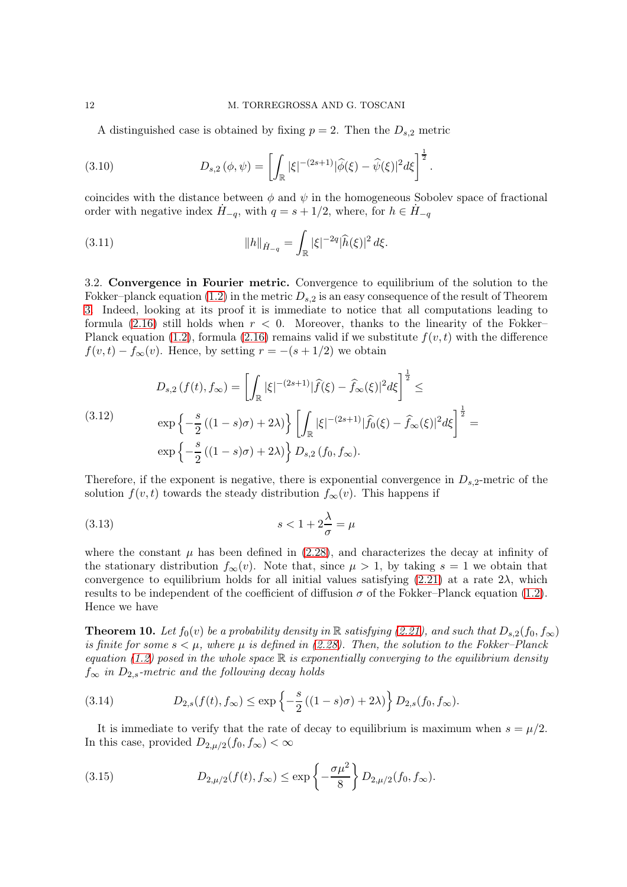A distinguished case is obtained by fixing $p = 2$. Then the $D_{s,2}$ metric

$$
D_{s,2}\left(\phi, \psi\right) = \left[\int_{\mathbb{R}} |\xi|^{-(2s+1)} |\widehat{\phi}(\xi) - \widehat{\psi}(\xi)|^2 d\xi\right]^{\frac{1}{2}}. \tag{3.10}
$$

coincides with the distance between $\phi$ and $\psi$ in the homogeneous Sobolev space of fractional order with negative index $\dot{H}_{-q}$, with $q = s + 1/2$, where, for $h \in \dot{H}_{-q}$

$$
\|h\|_{\dot{H}_{-q}} = \int_{\mathbb{R}} |\xi|^{-2q} |\widehat{h}(\xi)|^2 \, d\xi. \tag{3.11}
$$

3.2. **Convergence in Fourier metric.** Convergence to equilibrium of the solution to the Fokker–planck equation (1.2) in the metric $D_{s,2}$ is an easy consequence of the result of Theorem 3. Indeed, looking at its proof it is immediate to notice that all computations leading to formula (2.16) still holds when $r < 0$. Moreover, thanks to the linearity of the Fokker–Planck equation (1.2), formula (2.16) remains valid if we substitute $f(v,t)$ with the difference $f(v,t) - f_\infty(v)$. Hence, by setting $r = -(s + 1/2)$ we obtain

$$
\begin{aligned}
&D_{s,2}\left(f(t), f_\infty\right) = \left[\int_{\mathbb{R}} |\xi|^{-(2s+1)} |\widehat{f}(\xi) - \widehat{f}_\infty(\xi)|^2 d\xi\right]^{\frac{1}{2}} \leq \\
&\exp\left\{-\frac{s}{2}\left((1-s)\sigma\right) + 2\lambda)\right\} \left[\int_{\mathbb{R}} |\xi|^{-(2s+1)} |\widehat{f}_0(\xi) - \widehat{f}_\infty(\xi)|^2 d\xi\right]^{\frac{1}{2}} = \\
&\exp\left\{-\frac{s}{2}\left((1-s)\sigma\right) + 2\lambda)\right\} D_{s,2}\left(f_0, f_\infty\right).
\end{aligned} \tag{3.12}
$$

Therefore, if the exponent is negative, there is exponential convergence in $D_{s,2}$-metric of the solution $f(v,t)$ towards the steady distribution $f_\infty(v)$. This happens if

$$
s < 1 + 2\frac{\lambda}{\sigma} = \mu \tag{3.13}
$$

where the constant $\mu$ has been defined in (2.28), and characterizes the decay at infinity of the stationary distribution $f_\infty(v)$. Note that, since $\mu > 1$, by taking $s = 1$ we obtain that convergence to equilibrium holds for all initial values satisfying (2.21) at a rate $2\lambda$, which results to be independent of the coefficient of diffusion $\sigma$ of the Fokker–Planck equation (1.2). Hence we have

**Theorem 10.** *Let $f_0(v)$ be a probability density in $\mathbb{R}$ satisfying (2.21), and such that $D_{s,2}(f_0, f_\infty)$ is finite for some $s < \mu$, where $\mu$ is defined in (2.28). Then, the solution to the Fokker–Planck equation (1.2) posed in the whole space $\mathbb{R}$ is exponentially converging to the equilibrium density $f_\infty$ in $D_{2,s}$-metric and the following decay holds*

$$
D_{2,s}(f(t), f_\infty) \leq \exp\left\{-\frac{s}{2}\left((1-s)\sigma\right) + 2\lambda)\right\} D_{2,s}(f_0, f_\infty). \tag{3.14}
$$

It is immediate to verify that the rate of decay to equilibrium is maximum when $s = \mu/2$. In this case, provided $D_{2,\mu/2}(f_0, f_\infty) < \infty$

$$
D_{2,\mu/2}(f(t), f_\infty) \leq \exp\left\{-\frac{\sigma\mu^2}{8}\right\} D_{2,\mu/2}(f_0, f_\infty). \tag{3.15}
$$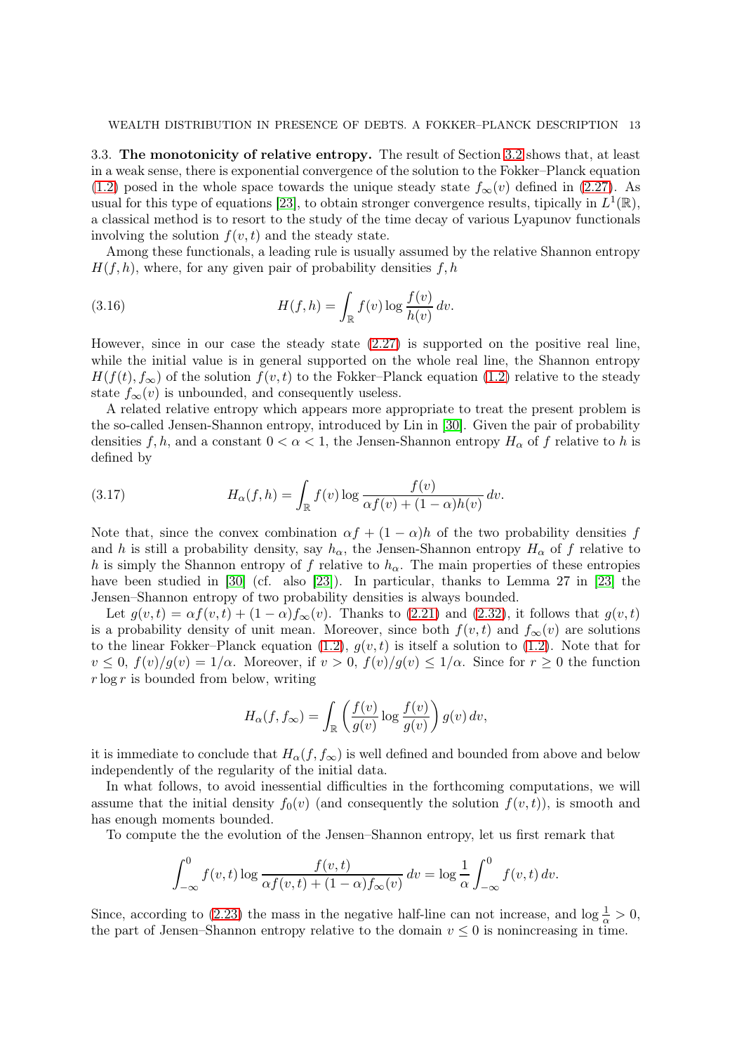### 3.3. The monotonicity of relative entropy.

The result of Section 3.2 shows that, at least in a weak sense, there is exponential convergence of the solution to the Fokker–Planck equation (1.2) posed in the whole space towards the unique steady state $f_\infty(v)$ defined in (2.27). As usual for this type of equations [23], to obtain stronger convergence results, tipically in $L^1(\mathbb{R})$, a classical method is to resort to the study of the time decay of various Lyapunov functionals involving the solution $f(v,t)$ and the steady state.

Among these functionals, a leading rule is usually assumed by the relative Shannon entropy $H(f,h)$, where, for any given pair of probability densities $f, h$

$$
H(f,h) = \int_{\mathbb{R}} f(v) \log \frac{f(v)}{h(v)}\, dv. \tag{3.16}
$$

However, since in our case the steady state (2.27) is supported on the positive real line, while the initial value is in general supported on the whole real line, the Shannon entropy $H(f(t), f_\infty)$ of the solution $f(v,t)$ to the Fokker–Planck equation (1.2) relative to the steady state $f_\infty(v)$ is unbounded, and consequently useless.

A related relative entropy which appears more appropriate to treat the present problem is the so-called Jensen-Shannon entropy, introduced by Lin in [30]. Given the pair of probability densities $f, h$, and a constant $0 < \alpha < 1$, the Jensen-Shannon entropy $H_\alpha$ of $f$ relative to $h$ is defined by

$$
H_\alpha(f,h) = \int_{\mathbb{R}} f(v) \log \frac{f(v)}{\alpha f(v) + (1-\alpha) h(v)}\, dv. \tag{3.17}
$$

Note that, since the convex combination $\alpha f + (1-\alpha)h$ of the two probability densities $f$ and $h$ is still a probability density, say $h_\alpha$, the Jensen-Shannon entropy $H_\alpha$ of $f$ relative to $h$ is simply the Shannon entropy of $f$ relative to $h_\alpha$. The main properties of these entropies have been studied in [30] (cf. also [23]). In particular, thanks to Lemma 27 in [23] the Jensen–Shannon entropy of two probability densities is always bounded.

Let $g(v,t) = \alpha f(v,t) + (1-\alpha) f_\infty(v)$. Thanks to (2.21) and (2.32), it follows that $g(v,t)$ is a probability density of unit mean. Moreover, since both $f(v,t)$ and $f_\infty(v)$ are solutions to the linear Fokker–Planck equation (1.2), $g(v,t)$ is itself a solution to (1.2). Note that for $v \le 0$, $f(v)/g(v) = 1/\alpha$. Moreover, if $v > 0$, $f(v)/g(v) \le 1/\alpha$. Since for $r \ge 0$ the function $r \log r$ is bounded from below, writing

$$
H_\alpha(f, f_\infty) = \int_{\mathbb{R}} \left( \frac{f(v)}{g(v)} \log \frac{f(v)}{g(v)} \right) g(v)\, dv,
$$

it is immediate to conclude that $H_\alpha(f, f_\infty)$ is well defined and bounded from above and below independently of the regularity of the initial data.

In what follows, to avoid inessential difficulties in the forthcoming computations, we will assume that the initial density $f_0(v)$ (and consequently the solution $f(v,t)$), is smooth and has enough moments bounded.

To compute the the evolution of the Jensen–Shannon entropy, let us first remark that

$$
\int_{-\infty}^{0} f(v,t) \log \frac{f(v,t)}{\alpha f(v,t) + (1-\alpha) f_\infty(v)}\, dv = \log \frac{1}{\alpha} \int_{-\infty}^{0} f(v,t)\, dv.
$$

Since, according to (2.23) the mass in the negative half-line can not increase, and $\log \frac{1}{\alpha} > 0$, the part of Jensen–Shannon entropy relative to the domain $v \le 0$ is nonincreasing in time.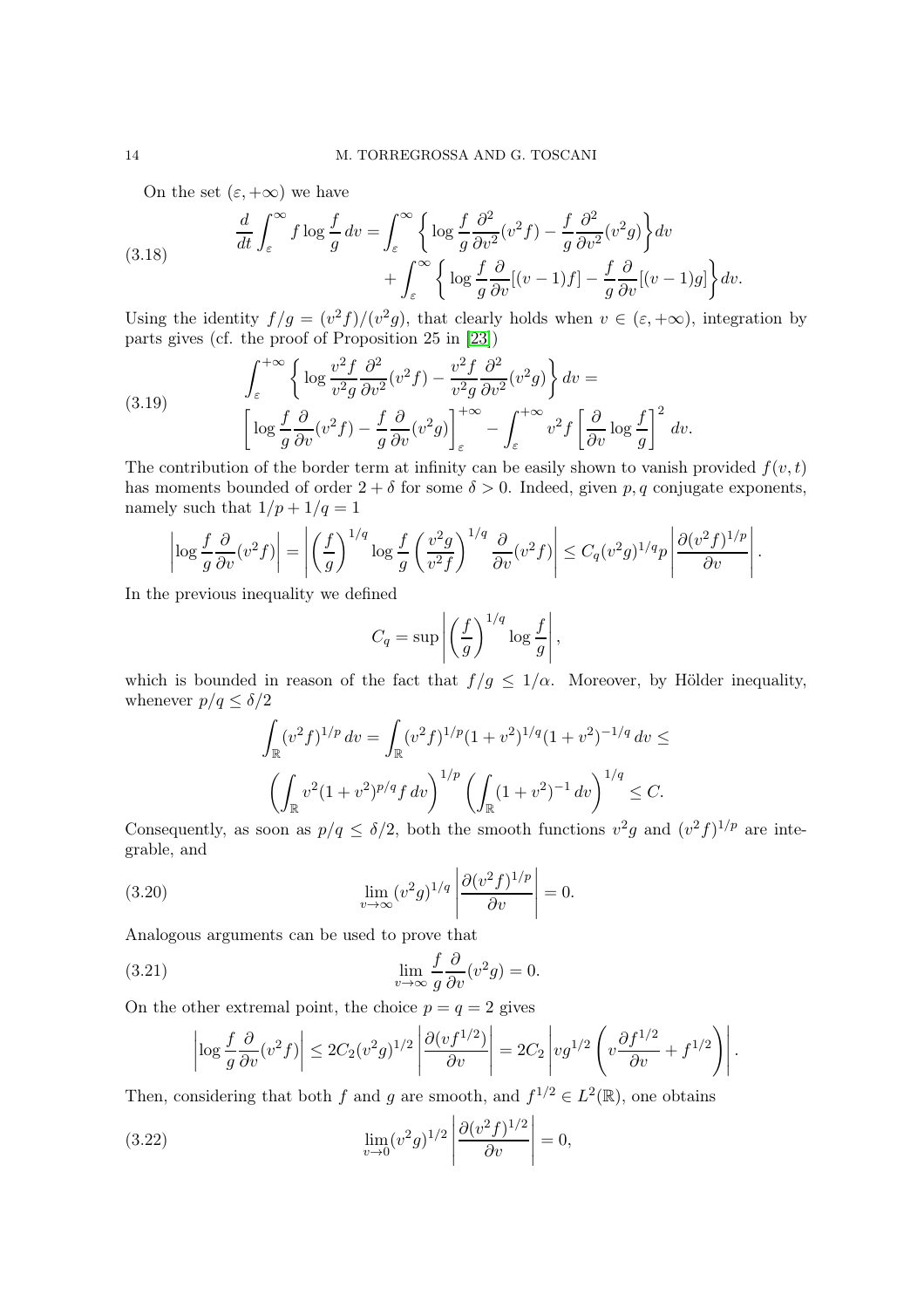On the set $(\varepsilon, +\infty)$ we have

$$
\frac{d}{dt}\int_{\varepsilon}^{\infty} f \log\frac{f}{g}\, dv = \int_{\varepsilon}^{\infty} \left\{ \log\frac{f}{g}\frac{\partial^2}{\partial v^2}(v^2 f) - \frac{f}{g}\frac{\partial^2}{\partial v^2}(v^2 g)\right\} dv + \int_{\varepsilon}^{\infty} \left\{ \log\frac{f}{g}\frac{\partial}{\partial v}[(v-1)f] - \frac{f}{g}\frac{\partial}{\partial v}[(v-1)g]\right\} dv. \tag{3.18}
$$

Using the identity $f/g = (v^2 f)/(v^2 g)$, that clearly holds when $v \in (\varepsilon, +\infty)$, integration by parts gives (cf. the proof of Proposition 25 in [23])

$$
\int_{\varepsilon}^{+\infty} \left\{ \log\frac{v^2 f}{v^2 g}\frac{\partial^2}{\partial v^2}(v^2 f) - \frac{v^2 f}{v^2 g}\frac{\partial^2}{\partial v^2}(v^2 g)\right\} dv = \left[\log\frac{f}{g}\frac{\partial}{\partial v}(v^2 f) - \frac{f}{g}\frac{\partial}{\partial v}(v^2 g)\right]_{\varepsilon}^{+\infty} - \int_{\varepsilon}^{+\infty} v^2 f \left[\frac{\partial}{\partial v}\log\frac{f}{g}\right]^2 dv. \tag{3.19}
$$

The contribution of the border term at infinity can be easily shown to vanish provided $f(v,t)$ has moments bounded of order $2+\delta$ for some $\delta > 0$. Indeed, given $p, q$ conjugate exponents, namely such that $1/p + 1/q = 1$

$$
\left|\log\frac{f}{g}\frac{\partial}{\partial v}(v^2 f)\right| = \left| \left(\frac{f}{g}\right)^{1/q} \log\frac{f}{g}\left(\frac{v^2 g}{v^2 f}\right)^{1/q} \frac{\partial}{\partial v}(v^2 f)\right| \le C_q (v^2 g)^{1/q} p \left|\frac{\partial (v^2 f)^{1/p}}{\partial v}\right|.
$$

In the previous inequality we defined

$$
C_q = \sup\left| \left(\frac{f}{g}\right)^{1/q}\log\frac{f}{g}\right|,
$$

which is bounded in reason of the fact that $f/g \le 1/\alpha$. Moreover, by Hölder inequality, whenever $p/q \le \delta/2$

$$
\int_{\mathbb{R}} (v^2 f)^{1/p}\, dv = \int_{\mathbb{R}} (v^2 f)^{1/p}(1+v^2)^{1/q}(1+v^2)^{-1/q}\, dv \le \left(\int_{\mathbb{R}} v^2(1+v^2)^{p/q} f\, dv\right)^{1/p}\left(\int_{\mathbb{R}}(1+v^2)^{-1}\, dv\right)^{1/q} \le C.
$$

Consequently, as soon as $p/q \le \delta/2$, both the smooth functions $v^2 g$ and $(v^2 f)^{1/p}$ are integrable, and

$$
\lim_{v\to\infty} (v^2 g)^{1/q}\left|\frac{\partial (v^2 f)^{1/p}}{\partial v}\right| = 0. \tag{3.20}
$$

Analogous arguments can be used to prove that

$$
\lim_{v\to\infty} \frac{f}{g}\frac{\partial}{\partial v}(v^2 g) = 0. \tag{3.21}
$$

On the other extremal point, the choice $p = q = 2$ gives

$$
\left|\log\frac{f}{g}\frac{\partial}{\partial v}(v^2 f)\right| \le 2C_2 (v^2 g)^{1/2}\left|\frac{\partial (v f^{1/2})}{\partial v}\right| = 2C_2\left| v g^{1/2}\left(v\frac{\partial f^{1/2}}{\partial v} + f^{1/2}\right)\right|.
$$

Then, considering that both $f$ and $g$ are smooth, and $f^{1/2} \in L^2(\mathbb{R})$, one obtains

$$
\lim_{v\to 0} (v^2 g)^{1/2}\left|\frac{\partial (v^2 f)^{1/2}}{\partial v}\right| = 0, \tag{3.22}
$$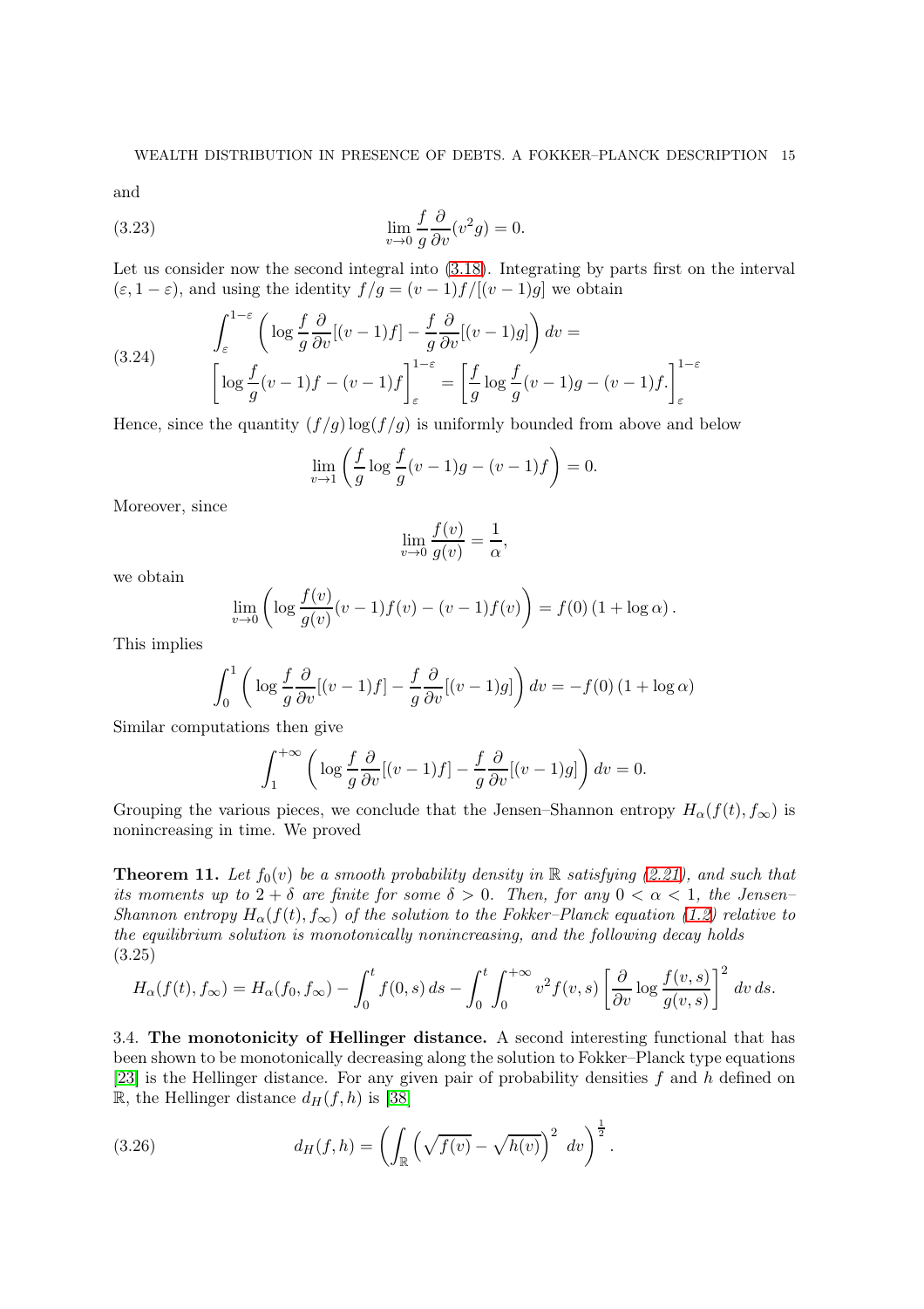and

$$\lim_{v\to 0} \frac{f}{g}\frac{\partial}{\partial v}(v^2 g) = 0. \tag{3.23}$$

Let us consider now the second integral into (3.18). Integrating by parts first on the interval $(\varepsilon, 1-\varepsilon)$, and using the identity $f/g = (v-1)f/[(v-1)g]$ we obtain

$$\begin{aligned} &\int_\varepsilon^{1-\varepsilon} \left( \log \frac{f}{g}\frac{\partial}{\partial v}[(v-1)f] - \frac{f}{g}\frac{\partial}{\partial v}[(v-1)g] \right) dv = \\ &\left[ \log \frac{f}{g}(v-1)f - (v-1)f \right]_\varepsilon^{1-\varepsilon} = \left[ \frac{f}{g}\log\frac{f}{g}(v-1)g - (v-1)f. \right]_\varepsilon^{1-\varepsilon} \end{aligned} \tag{3.24}$$

Hence, since the quantity $(f/g)\log(f/g)$ is uniformly bounded from above and below

$$\lim_{v\to 1}\left( \frac{f}{g}\log\frac{f}{g}(v-1)g - (v-1)f \right) = 0.$$

Moreover, since

$$\lim_{v\to 0}\frac{f(v)}{g(v)} = \frac{1}{\alpha},$$

we obtain

$$\lim_{v\to 0}\left( \log\frac{f(v)}{g(v)}(v-1)f(v) - (v-1)f(v) \right) = f(0)\left(1+\log\alpha\right).$$

This implies

$$\int_0^1 \left( \log \frac{f}{g}\frac{\partial}{\partial v}[(v-1)f] - \frac{f}{g}\frac{\partial}{\partial v}[(v-1)g] \right) dv = -f(0)\left(1+\log\alpha\right)$$

Similar computations then give

$$\int_1^{+\infty} \left( \log \frac{f}{g}\frac{\partial}{\partial v}[(v-1)f] - \frac{f}{g}\frac{\partial}{\partial v}[(v-1)g] \right) dv = 0.$$

Grouping the various pieces, we conclude that the Jensen–Shannon entropy $H_\alpha(f(t), f_\infty)$ is nonincreasing in time. We proved

**Theorem 11.** *Let $f_0(v)$ be a smooth probability density in $\mathbb{R}$ satisfying (2.21), and such that its moments up to $2+\delta$ are finite for some $\delta > 0$. Then, for any $0 < \alpha < 1$, the Jensen–Shannon entropy $H_\alpha(f(t), f_\infty)$ of the solution to the Fokker–Planck equation (1.2) relative to the equilibrium solution is monotonically nonincreasing, and the following decay holds*

$$H_\alpha(f(t), f_\infty) = H_\alpha(f_0, f_\infty) - \int_0^t f(0,s)\,ds - \int_0^t\int_0^{+\infty} v^2 f(v,s)\left[\frac{\partial}{\partial v}\log\frac{f(v,s)}{g(v,s)}\right]^2 dv\,ds. \tag{3.25}$$

### 3.4. The monotonicity of Hellinger distance.

A second interesting functional that has been shown to be monotonically decreasing along the solution to Fokker–Planck type equations [23] is the Hellinger distance. For any given pair of probability densities $f$ and $h$ defined on $\mathbb{R}$, the Hellinger distance $d_H(f,h)$ is [38]

$$d_H(f,h) = \left( \int_{\mathbb{R}} \left( \sqrt{f(v)} - \sqrt{h(v)} \right)^2 dv \right)^{\frac{1}{2}}. \tag{3.26}$$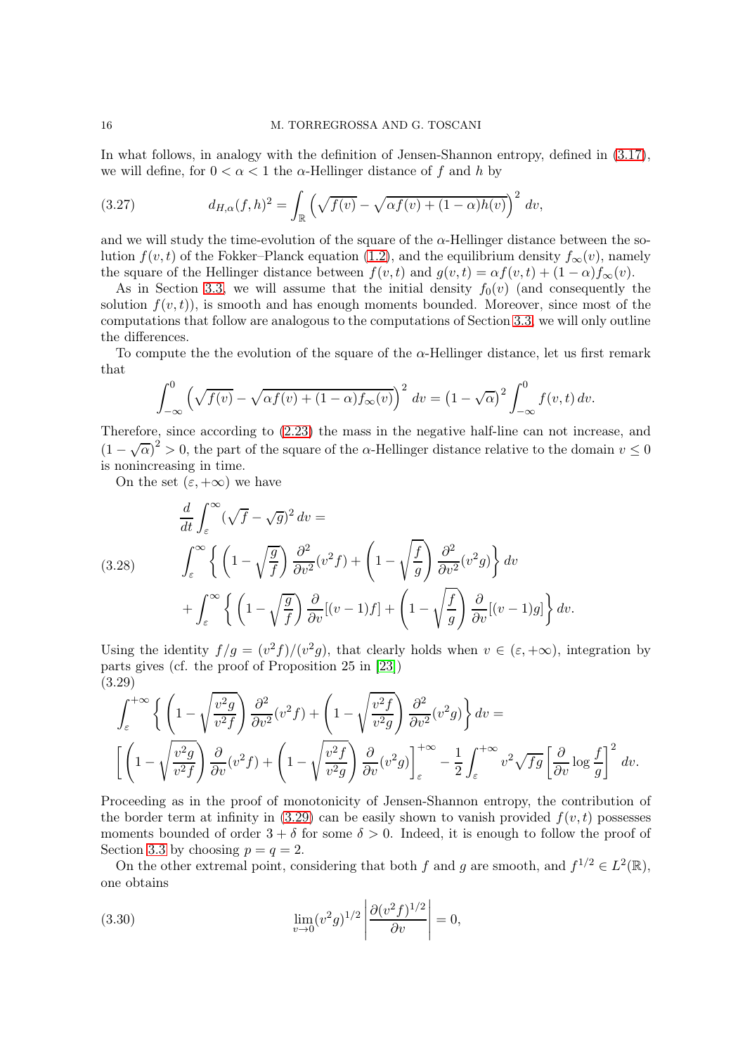In what follows, in analogy with the definition of Jensen-Shannon entropy, defined in (3.17), we will define, for $0 < \alpha < 1$ the $\alpha$-Hellinger distance of $f$ and $h$ by

$$
d_{H,\alpha}(f,h)^2 = \int_{\mathbb{R}} \left( \sqrt{f(v)} - \sqrt{\alpha f(v) + (1-\alpha) h(v)} \right)^2 dv, \tag{3.27}
$$

and we will study the time-evolution of the square of the $\alpha$-Hellinger distance between the solution $f(v,t)$ of the Fokker–Planck equation (1.2), and the equilibrium density $f_\infty(v)$, namely the square of the Hellinger distance between $f(v,t)$ and $g(v,t) = \alpha f(v,t) + (1-\alpha) f_\infty(v)$.

As in Section 3.3, we will assume that the initial density $f_0(v)$ (and consequently the solution $f(v,t)$), is smooth and has enough moments bounded. Moreover, since most of the computations that follow are analogous to the computations of Section 3.3, we will only outline the differences.

To compute the the evolution of the square of the $\alpha$-Hellinger distance, let us first remark that

$$
\int_{-\infty}^0 \left( \sqrt{f(v)} - \sqrt{\alpha f(v) + (1-\alpha) f_\infty(v)} \right)^2 dv = \left(1 - \sqrt{\alpha}\right)^2 \int_{-\infty}^0 f(v,t)\, dv.
$$

Therefore, since according to (2.23) the mass in the negative half-line can not increase, and $(1-\sqrt{\alpha})^2 > 0$, the part of the square of the $\alpha$-Hellinger distance relative to the domain $v \le 0$ is nonincreasing in time.

On the set $(\varepsilon, +\infty)$ we have

$$
\begin{aligned}
&\frac{d}{dt} \int_\varepsilon^\infty (\sqrt{f} - \sqrt{g})^2\, dv = \\
&\int_\varepsilon^\infty \left\{ \left( 1 - \sqrt{\frac{g}{f}} \right) \frac{\partial^2}{\partial v^2}(v^2 f) + \left( 1 - \sqrt{\frac{f}{g}} \right) \frac{\partial^2}{\partial v^2}(v^2 g) \right\} dv \\
&+ \int_\varepsilon^\infty \left\{ \left( 1 - \sqrt{\frac{g}{f}} \right) \frac{\partial}{\partial v}[(v-1) f] + \left( 1 - \sqrt{\frac{f}{g}} \right) \frac{\partial}{\partial v}[(v-1) g] \right\} dv.
\end{aligned} \tag{3.28}
$$

Using the identity $f/g = (v^2 f)/(v^2 g)$, that clearly holds when $v \in (\varepsilon, +\infty)$, integration by parts gives (cf. the proof of Proposition 25 in [23])

$$
\begin{aligned}
&\int_\varepsilon^{+\infty} \left\{ \left( 1 - \sqrt{\frac{v^2 g}{v^2 f}} \right) \frac{\partial^2}{\partial v^2}(v^2 f) + \left( 1 - \sqrt{\frac{v^2 f}{v^2 g}} \right) \frac{\partial^2}{\partial v^2}(v^2 g) \right\} dv = \\
&\left[ \left( 1 - \sqrt{\frac{v^2 g}{v^2 f}} \right) \frac{\partial}{\partial v}(v^2 f) + \left( 1 - \sqrt{\frac{v^2 f}{v^2 g}} \right) \frac{\partial}{\partial v}(v^2 g) \right]_\varepsilon^{+\infty} - \frac{1}{2} \int_\varepsilon^{+\infty} v^2 \sqrt{fg} \left[ \frac{\partial}{\partial v} \log \frac{f}{g} \right]^2 dv.
\end{aligned} \tag{3.29}
$$

Proceeding as in the proof of monotonicity of Jensen-Shannon entropy, the contribution of the border term at infinity in (3.29) can be easily shown to vanish provided $f(v,t)$ possesses moments bounded of order $3 + \delta$ for some $\delta > 0$. Indeed, it is enough to follow the proof of Section 3.3 by choosing $p = q = 2$.

On the other extremal point, considering that both $f$ and $g$ are smooth, and $f^{1/2} \in L^2(\mathbb{R})$, one obtains

$$
\lim_{v \to 0} (v^2 g)^{1/2} \left| \frac{\partial (v^2 f)^{1/2}}{\partial v} \right| = 0, \tag{3.30}
$$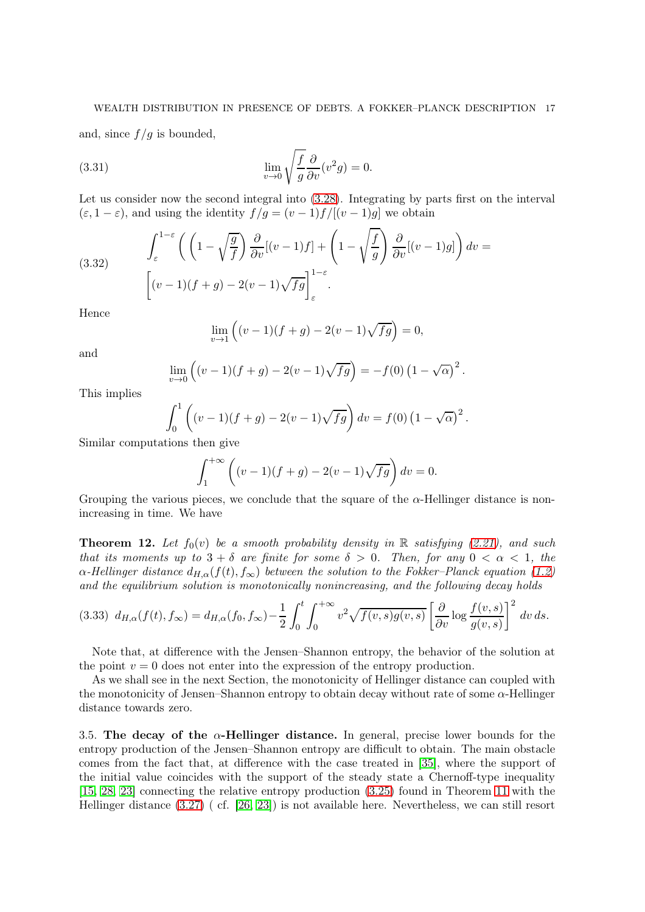and, since $f/g$ is bounded,

$$\lim_{v\to 0} \sqrt{\frac{f}{g}} \frac{\partial}{\partial v}(v^2 g) = 0. \tag{3.31}$$

Let us consider now the second integral into (3.28). Integrating by parts first on the interval $(\varepsilon, 1-\varepsilon)$, and using the identity $f/g = (v-1)f/[(v-1)g]$ we obtain

$$\begin{aligned} &\int_\varepsilon^{1-\varepsilon} \left( \left(1 - \sqrt{\frac{g}{f}}\right) \frac{\partial}{\partial v}[(v-1)f] + \left(1 - \sqrt{\frac{f}{g}}\right) \frac{\partial}{\partial v}[(v-1)g] \right) dv = \\ &\left[ (v-1)(f+g) - 2(v-1)\sqrt{fg} \right]_\varepsilon^{1-\varepsilon}. \end{aligned} \tag{3.32}$$

Hence

$$\lim_{v\to 1} \left( (v-1)(f+g) - 2(v-1)\sqrt{fg} \right) = 0,$$

and

$$\lim_{v\to 0} \left( (v-1)(f+g) - 2(v-1)\sqrt{fg} \right) = -f(0)\left(1 - \sqrt{\alpha}\right)^2.$$

This implies

$$\int_0^1 \left( (v-1)(f+g) - 2(v-1)\sqrt{fg} \right) dv = f(0)\left(1 - \sqrt{\alpha}\right)^2.$$

Similar computations then give

$$\int_1^{+\infty} \left( (v-1)(f+g) - 2(v-1)\sqrt{fg} \right) dv = 0.$$

Grouping the various pieces, we conclude that the square of the $\alpha$-Hellinger distance is nonincreasing in time. We have

**Theorem 12.** *Let $f_0(v)$ be a smooth probability density in $\mathbb{R}$ satisfying (2.21), and such that its moments up to $3+\delta$ are finite for some $\delta > 0$. Then, for any $0 < \alpha < 1$, the $\alpha$-Hellinger distance $d_{H,\alpha}(f(t), f_\infty)$ between the solution to the Fokker–Planck equation (1.2) and the equilibrium solution is monotonically nonincreasing, and the following decay holds*

$$d_{H,\alpha}(f(t), f_\infty) = d_{H,\alpha}(f_0, f_\infty) - \frac{1}{2}\int_0^t \int_0^{+\infty} v^2 \sqrt{f(v,s)g(v,s)} \left[ \frac{\partial}{\partial v} \log \frac{f(v,s)}{g(v,s)} \right]^2 dv\, ds. \tag{3.33}$$

Note that, at difference with the Jensen–Shannon entropy, the behavior of the solution at the point $v = 0$ does not enter into the expression of the entropy production.

As we shall see in the next Section, the monotonicity of Hellinger distance can coupled with the monotonicity of Jensen–Shannon entropy to obtain decay without rate of some $\alpha$-Hellinger distance towards zero.

3.5. **The decay of the $\alpha$-Hellinger distance.** In general, precise lower bounds for the entropy production of the Jensen–Shannon entropy are difficult to obtain. The main obstacle comes from the fact that, at difference with the case treated in [35], where the support of the initial value coincides with the support of the steady state a Chernoff-type inequality [15, 28, 23] connecting the relative entropy production (3.25) found in Theorem 11 with the Hellinger distance (3.27) ( cf. [26, 23]) is not available here. Nevertheless, we can still resort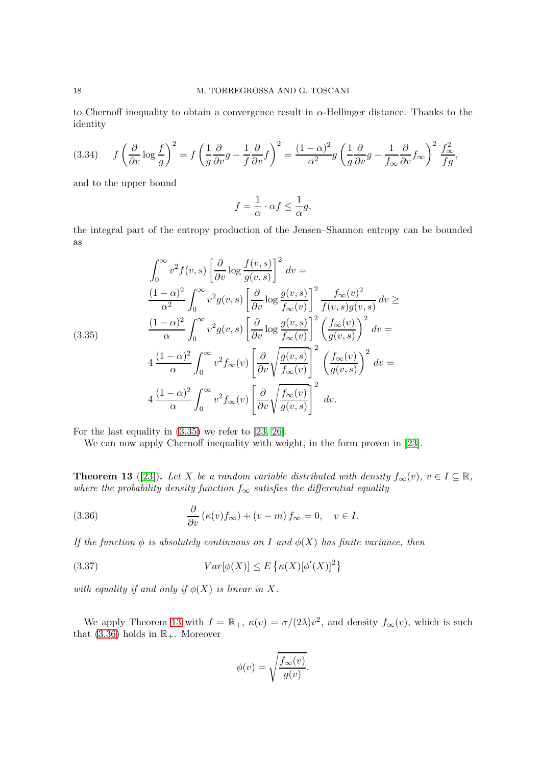to Chernoff inequality to obtain a convergence result in $\alpha$-Hellinger distance. Thanks to the identity

$$f\left(\frac{\partial}{\partial v}\log\frac{f}{g}\right)^2 = f\left(\frac{1}{g}\frac{\partial}{\partial v}g - \frac{1}{f}\frac{\partial}{\partial v}f\right)^2 = \frac{(1-\alpha)^2}{\alpha^2}g\left(\frac{1}{g}\frac{\partial}{\partial v}g - \frac{1}{f_\infty}\frac{\partial}{\partial v}f_\infty\right)^2\frac{f_\infty^2}{fg}, \tag{3.34}$$

and to the upper bound

$$f = \frac{1}{\alpha}\cdot\alpha f \le \frac{1}{\alpha}g,$$

the integral part of the entropy production of the Jensen–Shannon entropy can be bounded as

$$\begin{aligned}
&\int_0^\infty v^2 f(v,s)\left[\frac{\partial}{\partial v}\log\frac{f(v,s)}{g(v,s)}\right]^2 dv = \\
&\frac{(1-\alpha)^2}{\alpha^2}\int_0^\infty v^2 g(v,s)\left[\frac{\partial}{\partial v}\log\frac{g(v,s)}{f_\infty(v)}\right]^2\frac{f_\infty(v)^2}{f(v,s)g(v,s)}\,dv \ge \\
&\frac{(1-\alpha)^2}{\alpha}\int_0^\infty v^2 g(v,s)\left[\frac{\partial}{\partial v}\log\frac{g(v,s)}{f_\infty(v)}\right]^2\left(\frac{f_\infty(v)}{g(v,s)}\right)^2 dv = \\
&4\,\frac{(1-\alpha)^2}{\alpha}\int_0^\infty v^2 f_\infty(v)\left[\frac{\partial}{\partial v}\sqrt{\frac{g(v,s)}{f_\infty(v)}}\right]^2\left(\frac{f_\infty(v)}{g(v,s)}\right)^2 dv = \\
&4\,\frac{(1-\alpha)^2}{\alpha}\int_0^\infty v^2 f_\infty(v)\left[\frac{\partial}{\partial v}\sqrt{\frac{f_\infty(v)}{g(v,s)}}\right]^2 dv.
\end{aligned} \tag{3.35}$$

For the last equality in (3.35) we refer to [23, 26].

We can now apply Chernoff inequality with weight, in the form proven in [23].

**Theorem 13** ([23]). *Let $X$ be a random variable distributed with density $f_\infty(v)$, $v \in I \subseteq \mathbb{R}$, where the probability density function $f_\infty$ satisfies the differential equality*

$$\frac{\partial}{\partial v}\left(\kappa(v)f_\infty\right) + (v-m)\,f_\infty = 0, \quad v \in I. \tag{3.36}$$

*If the function $\phi$ is absolutely continuous on $I$ and $\phi(X)$ has finite variance, then*

$$Var[\phi(X)] \le E\left\{\kappa(X)[\phi'(X)]^2\right\} \tag{3.37}$$

*with equality if and only if $\phi(X)$ is linear in $X$.*

We apply Theorem 13 with $I = \mathbb{R}_+$, $\kappa(v) = \sigma/(2\lambda)v^2$, and density $f_\infty(v)$, which is such that (3.36) holds in $\mathbb{R}_+$. Moreover

$$\phi(v) = \sqrt{\frac{f_\infty(v)}{g(v)}}.$$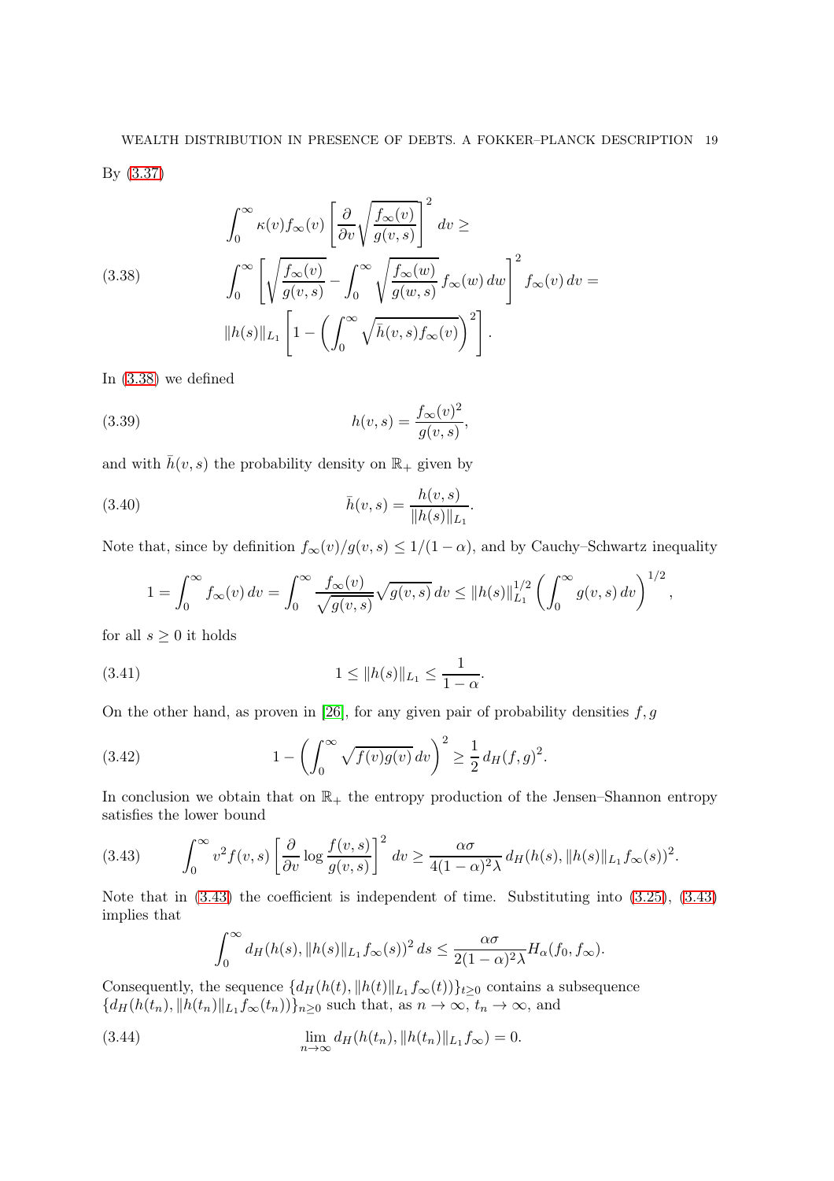By (3.37)

$$
\begin{aligned}
&\int_0^\infty \kappa(v) f_\infty(v) \left[\frac{\partial}{\partial v}\sqrt{\frac{f_\infty(v)}{g(v,s)}}\right]^2 dv \geq \\
&\int_0^\infty \left[\sqrt{\frac{f_\infty(v)}{g(v,s)}} - \int_0^\infty \sqrt{\frac{f_\infty(w)}{g(w,s)}}\, f_\infty(w)\, dw\right]^2 f_\infty(v)\, dv = \\
&\|h(s)\|_{L_1}\left[1 - \left(\int_0^\infty \sqrt{\bar{h}(v,s) f_\infty(v)}\right)^2\right].
\end{aligned} \tag{3.38}
$$

In (3.38) we defined

$$
h(v,s) = \frac{f_\infty(v)^2}{g(v,s)}, \tag{3.39}
$$

and with $\bar{h}(v,s)$ the probability density on $\mathbb{R}_+$ given by

$$
\bar{h}(v,s) = \frac{h(v,s)}{\|h(s)\|_{L_1}}. \tag{3.40}
$$

Note that, since by definition $f_\infty(v)/g(v,s) \leq 1/(1-\alpha)$, and by Cauchy–Schwartz inequality

$$
1 = \int_0^\infty f_\infty(v)\, dv = \int_0^\infty \frac{f_\infty(v)}{\sqrt{g(v,s)}}\sqrt{g(v,s)}\, dv \leq \|h(s)\|_{L_1}^{1/2}\left(\int_0^\infty g(v,s)\, dv\right)^{1/2},
$$

for all $s \geq 0$ it holds

$$
1 \leq \|h(s)\|_{L_1} \leq \frac{1}{1-\alpha}. \tag{3.41}
$$

On the other hand, as proven in [26], for any given pair of probability densities $f, g$

$$
1 - \left(\int_0^\infty \sqrt{f(v)g(v)}\, dv\right)^2 \geq \frac{1}{2}\, d_H(f,g)^2. \tag{3.42}
$$

In conclusion we obtain that on $\mathbb{R}_+$ the entropy production of the Jensen–Shannon entropy satisfies the lower bound

$$
\int_0^\infty v^2 f(v,s)\left[\frac{\partial}{\partial v}\log\frac{f(v,s)}{g(v,s)}\right]^2 dv \geq \frac{\alpha\sigma}{4(1-\alpha)^2\lambda}\, d_H(h(s), \|h(s)\|_{L_1} f_\infty(s))^2. \tag{3.43}
$$

Note that in (3.43) the coefficient is independent of time. Substituting into (3.25), (3.43) implies that

$$
\int_0^\infty d_H(h(s), \|h(s)\|_{L_1} f_\infty(s))^2\, ds \leq \frac{\alpha\sigma}{2(1-\alpha)^2\lambda} H_\alpha(f_0, f_\infty).
$$

Consequently, the sequence $\{d_H(h(t), \|h(t)\|_{L_1} f_\infty(t))\}_{t\geq 0}$ contains a subsequence $\{d_H(h(t_n), \|h(t_n)\|_{L_1} f_\infty(t_n))\}_{n\geq 0}$ such that, as $n \to \infty$, $t_n \to \infty$, and

$$
\lim_{n\to\infty} d_H(h(t_n), \|h(t_n)\|_{L_1} f_\infty) = 0. \tag{3.44}
$$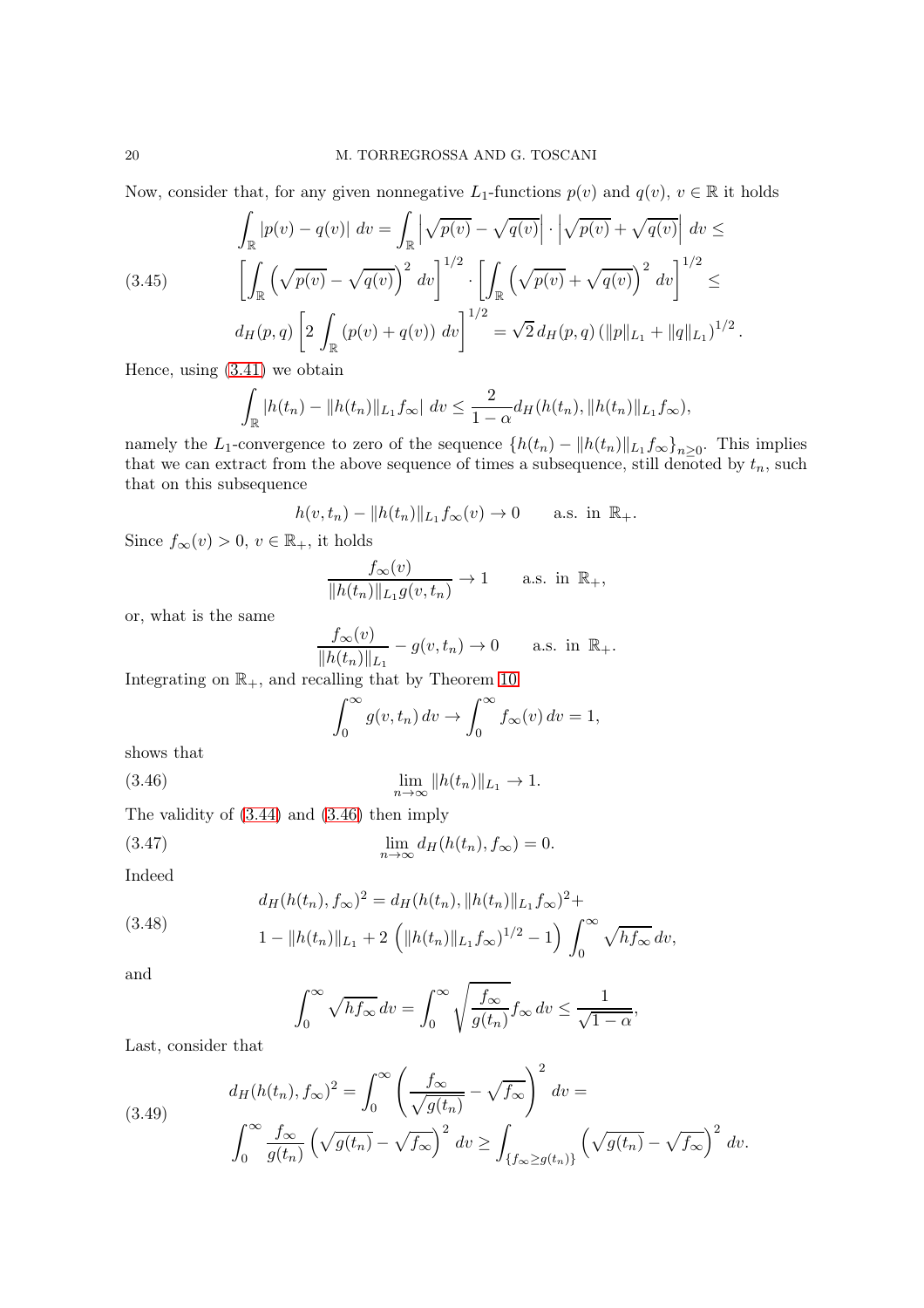Now, consider that, for any given nonnegative $L_1$-functions $p(v)$ and $q(v)$, $v \in \mathbb{R}$ it holds

$$
\begin{aligned}
&\int_{\mathbb{R}} |p(v) - q(v)| \, dv = \int_{\mathbb{R}} \left| \sqrt{p(v)} - \sqrt{q(v)} \right| \cdot \left| \sqrt{p(v)} + \sqrt{q(v)} \right| \, dv \leq \\
&\left[ \int_{\mathbb{R}} \left( \sqrt{p(v)} - \sqrt{q(v)} \right)^2 dv \right]^{1/2} \cdot \left[ \int_{\mathbb{R}} \left( \sqrt{p(v)} + \sqrt{q(v)} \right)^2 dv \right]^{1/2} \leq \\
&d_H(p,q) \left[ 2 \int_{\mathbb{R}} (p(v) + q(v)) \, dv \right]^{1/2} = \sqrt{2} \, d_H(p,q) \left( \|p\|_{L_1} + \|q\|_{L_1} \right)^{1/2}.
\end{aligned} \tag{3.45}
$$

Hence, using (3.41) we obtain

$$
\int_{\mathbb{R}} |h(t_n) - \|h(t_n)\|_{L_1} f_\infty| \, dv \leq \frac{2}{1-\alpha} d_H(h(t_n), \|h(t_n)\|_{L_1} f_\infty),
$$

namely the $L_1$-convergence to zero of the sequence $\{h(t_n) - \|h(t_n)\|_{L_1} f_\infty\}_{n \geq 0}$. This implies that we can extract from the above sequence of times a subsequence, still denoted by $t_n$, such that on this subsequence

$$
h(v, t_n) - \|h(t_n)\|_{L_1} f_\infty(v) \to 0 \qquad \text{a.s. in } \mathbb{R}_+.
$$

Since $f_\infty(v) > 0$, $v \in \mathbb{R}_+$, it holds

$$
\frac{f_\infty(v)}{\|h(t_n)\|_{L_1} g(v, t_n)} \to 1 \qquad \text{a.s. in } \mathbb{R}_+,
$$

or, what is the same

$$
\frac{f_\infty(v)}{\|h(t_n)\|_{L_1}} - g(v, t_n) \to 0 \qquad \text{a.s. in } \mathbb{R}_+.
$$

Integrating on $\mathbb{R}_+$, and recalling that by Theorem 10

$$
\int_0^\infty g(v, t_n) \, dv \to \int_0^\infty f_\infty(v) \, dv = 1,
$$

shows that

$$
\lim_{n \to \infty} \|h(t_n)\|_{L_1} \to 1. \tag{3.46}
$$

The validity of (3.44) and (3.46) then imply

$$
\lim_{n \to \infty} d_H(h(t_n), f_\infty) = 0. \tag{3.47}
$$

Indeed

$$
\begin{aligned}
&d_H(h(t_n), f_\infty)^2 = d_H(h(t_n), \|h(t_n)\|_{L_1} f_\infty)^2 + \\
&1 - \|h(t_n)\|_{L_1} + 2 \left( \|h(t_n)\|_{L_1} f_\infty)^{1/2} - 1 \right) \int_0^\infty \sqrt{h f_\infty} \, dv,
\end{aligned} \tag{3.48}
$$

and

$$
\int_0^\infty \sqrt{h f_\infty} \, dv = \int_0^\infty \sqrt{\frac{f_\infty}{g(t_n)}} f_\infty \, dv \leq \frac{1}{\sqrt{1-\alpha}},
$$

Last, consider that

$$
\begin{aligned}
&d_H(h(t_n), f_\infty)^2 = \int_0^\infty \left( \frac{f_\infty}{\sqrt{g(t_n)}} - \sqrt{f_\infty} \right)^2 dv = \\
&\int_0^\infty \frac{f_\infty}{g(t_n)} \left( \sqrt{g(t_n)} - \sqrt{f_\infty} \right)^2 dv \geq \int_{\{f_\infty \geq g(t_n)\}} \left( \sqrt{g(t_n)} - \sqrt{f_\infty} \right)^2 dv.
\end{aligned} \tag{3.49}
$$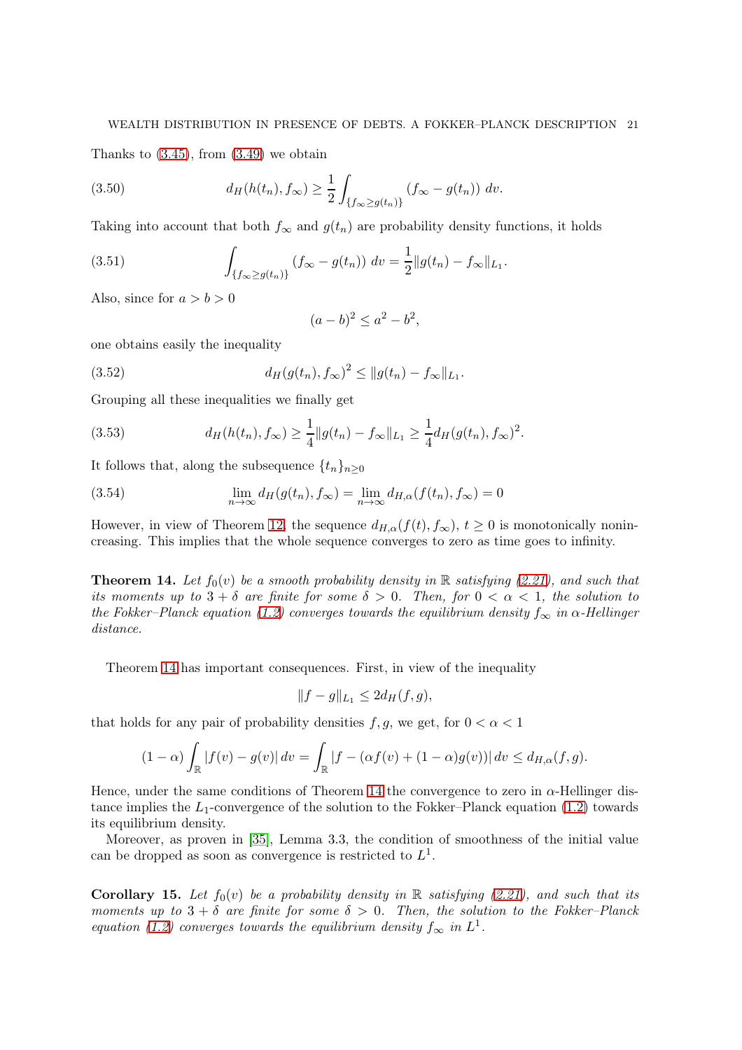Thanks to (3.45), from (3.49) we obtain

$$d_H(h(t_n), f_\infty) \geq \frac{1}{2} \int_{\{f_\infty \geq g(t_n)\}} (f_\infty - g(t_n)) \, dv. \tag{3.50}$$

Taking into account that both $f_\infty$ and $g(t_n)$ are probability density functions, it holds

$$\int_{\{f_\infty \geq g(t_n)\}} (f_\infty - g(t_n)) \, dv = \frac{1}{2} \|g(t_n) - f_\infty\|_{L_1}. \tag{3.51}$$

Also, since for $a > b > 0$

$$(a-b)^2 \leq a^2 - b^2,$$

one obtains easily the inequality

$$d_H(g(t_n), f_\infty)^2 \leq \|g(t_n) - f_\infty\|_{L_1}. \tag{3.52}$$

Grouping all these inequalities we finally get

$$d_H(h(t_n), f_\infty) \geq \frac{1}{4} \|g(t_n) - f_\infty\|_{L_1} \geq \frac{1}{4} d_H(g(t_n), f_\infty)^2. \tag{3.53}$$

It follows that, along the subsequence $\{t_n\}_{n \geq 0}$

$$\lim_{n\to\infty} d_H(g(t_n), f_\infty) = \lim_{n\to\infty} d_{H,\alpha}(f(t_n), f_\infty) = 0 \tag{3.54}$$

However, in view of Theorem 12, the sequence $d_{H,\alpha}(f(t), f_\infty)$, $t \geq 0$ is monotonically nonincreasing. This implies that the whole sequence converges to zero as time goes to infinity.

**Theorem 14.** *Let $f_0(v)$ be a smooth probability density in $\mathbb{R}$ satisfying (2.21), and such that its moments up to $3 + \delta$ are finite for some $\delta > 0$. Then, for $0 < \alpha < 1$, the solution to the Fokker–Planck equation (1.2) converges towards the equilibrium density $f_\infty$ in $\alpha$-Hellinger distance.*

Theorem 14 has important consequences. First, in view of the inequality

$$\|f - g\|_{L_1} \leq 2 d_H(f, g),$$

that holds for any pair of probability densities $f, g$, we get, for $0 < \alpha < 1$

$$(1-\alpha) \int_{\mathbb{R}} |f(v) - g(v)| \, dv = \int_{\mathbb{R}} |f - (\alpha f(v) + (1-\alpha) g(v))| \, dv \leq d_{H,\alpha}(f, g).$$

Hence, under the same conditions of Theorem 14 the convergence to zero in $\alpha$-Hellinger distance implies the $L_1$-convergence of the solution to the Fokker–Planck equation (1.2) towards its equilibrium density.

Moreover, as proven in [35], Lemma 3.3, the condition of smoothness of the initial value can be dropped as soon as convergence is restricted to $L^1$.

**Corollary 15.** *Let $f_0(v)$ be a probability density in $\mathbb{R}$ satisfying (2.21), and such that its moments up to $3 + \delta$ are finite for some $\delta > 0$. Then, the solution to the Fokker–Planck equation (1.2) converges towards the equilibrium density $f_\infty$ in $L^1$.*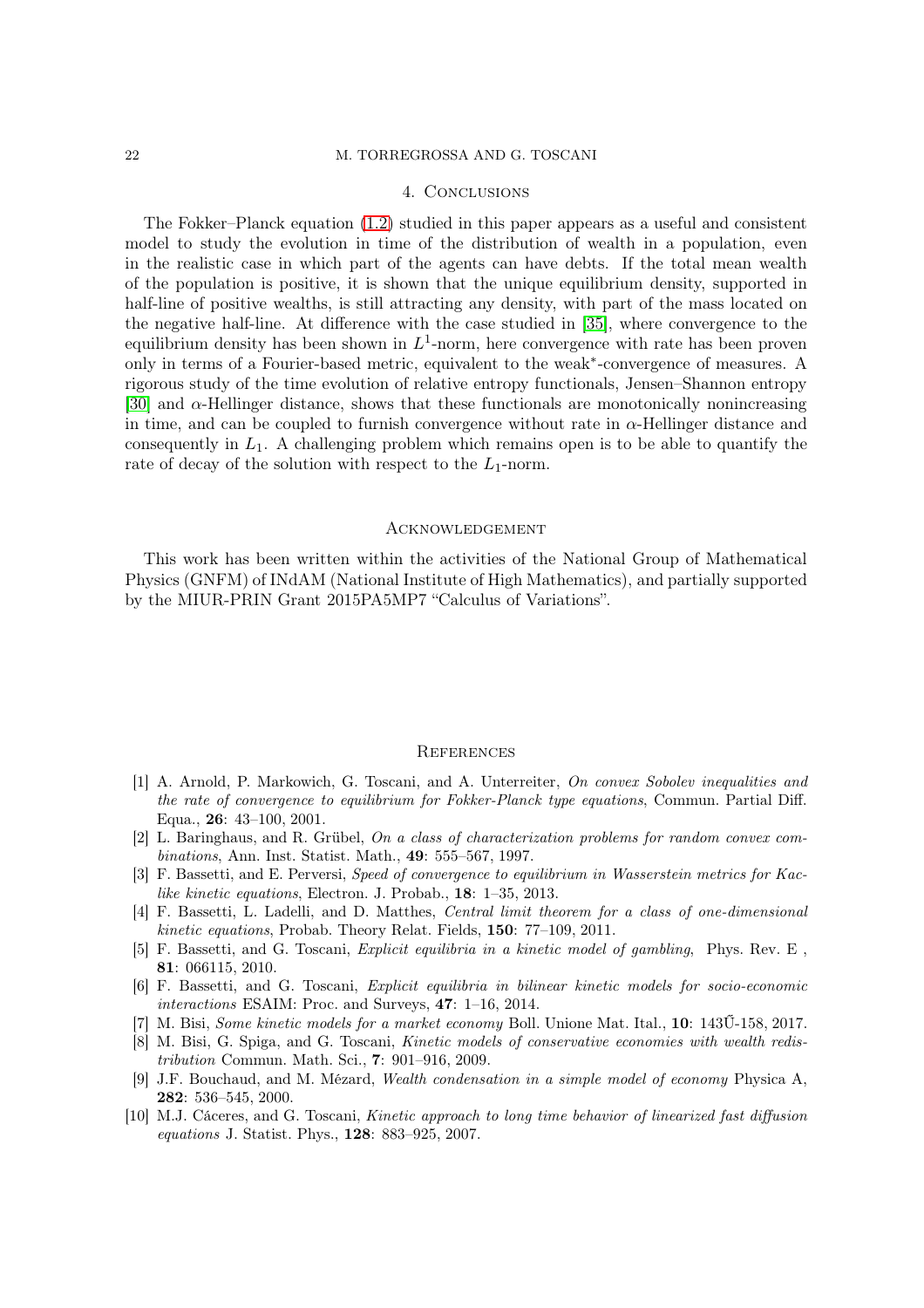## 4. Conclusions

The Fokker–Planck equation (1.2) studied in this paper appears as a useful and consistent model to study the evolution in time of the distribution of wealth in a population, even in the realistic case in which part of the agents can have debts. If the total mean wealth of the population is positive, it is shown that the unique equilibrium density, supported in half-line of positive wealths, is still attracting any density, with part of the mass located on the negative half-line. At difference with the case studied in [35], where convergence to the equilibrium density has been shown in $L^1$-norm, here convergence with rate has been proven only in terms of a Fourier-based metric, equivalent to the weak$^*$-convergence of measures. A rigorous study of the time evolution of relative entropy functionals, Jensen–Shannon entropy [30] and $\alpha$-Hellinger distance, shows that these functionals are monotonically nonincreasing in time, and can be coupled to furnish convergence without rate in $\alpha$-Hellinger distance and consequently in $L_1$. A challenging problem which remains open is to be able to quantify the rate of decay of the solution with respect to the $L_1$-norm.

## Acknowledgement

This work has been written within the activities of the National Group of Mathematical Physics (GNFM) of INdAM (National Institute of High Mathematics), and partially supported by the MIUR-PRIN Grant 2015PA5MP7 "Calculus of Variations".

## References

[1] A. Arnold, P. Markowich, G. Toscani, and A. Unterreiter, *On convex Sobolev inequalities and the rate of convergence to equilibrium for Fokker-Planck type equations*, Commun. Partial Diff. Equa., **26**: 43–100, 2001.

[2] L. Baringhaus, and R. Grübel, *On a class of characterization problems for random convex combinations*, Ann. Inst. Statist. Math., **49**: 555–567, 1997.

[3] F. Bassetti, and E. Perversi, *Speed of convergence to equilibrium in Wasserstein metrics for Kac-like kinetic equations*, Electron. J. Probab., **18**: 1–35, 2013.

[4] F. Bassetti, L. Ladelli, and D. Matthes, *Central limit theorem for a class of one-dimensional kinetic equations*, Probab. Theory Relat. Fields, **150**: 77–109, 2011.

[5] F. Bassetti, and G. Toscani, *Explicit equilibria in a kinetic model of gambling*, Phys. Rev. E , **81**: 066115, 2010.

[6] F. Bassetti, and G. Toscani, *Explicit equilibria in bilinear kinetic models for socio-economic interactions* ESAIM: Proc. and Surveys, **47**: 1–16, 2014.

[7] M. Bisi, *Some kinetic models for a market economy* Boll. Unione Mat. Ital., **10**: 143Ũ-158, 2017.

[8] M. Bisi, G. Spiga, and G. Toscani, *Kinetic models of conservative economies with wealth redistribution* Commun. Math. Sci., **7**: 901–916, 2009.

[9] J.F. Bouchaud, and M. Mézard, *Wealth condensation in a simple model of economy* Physica A, **282**: 536–545, 2000.

[10] M.J. Cáceres, and G. Toscani, *Kinetic approach to long time behavior of linearized fast diffusion equations* J. Statist. Phys., **128**: 883–925, 2007.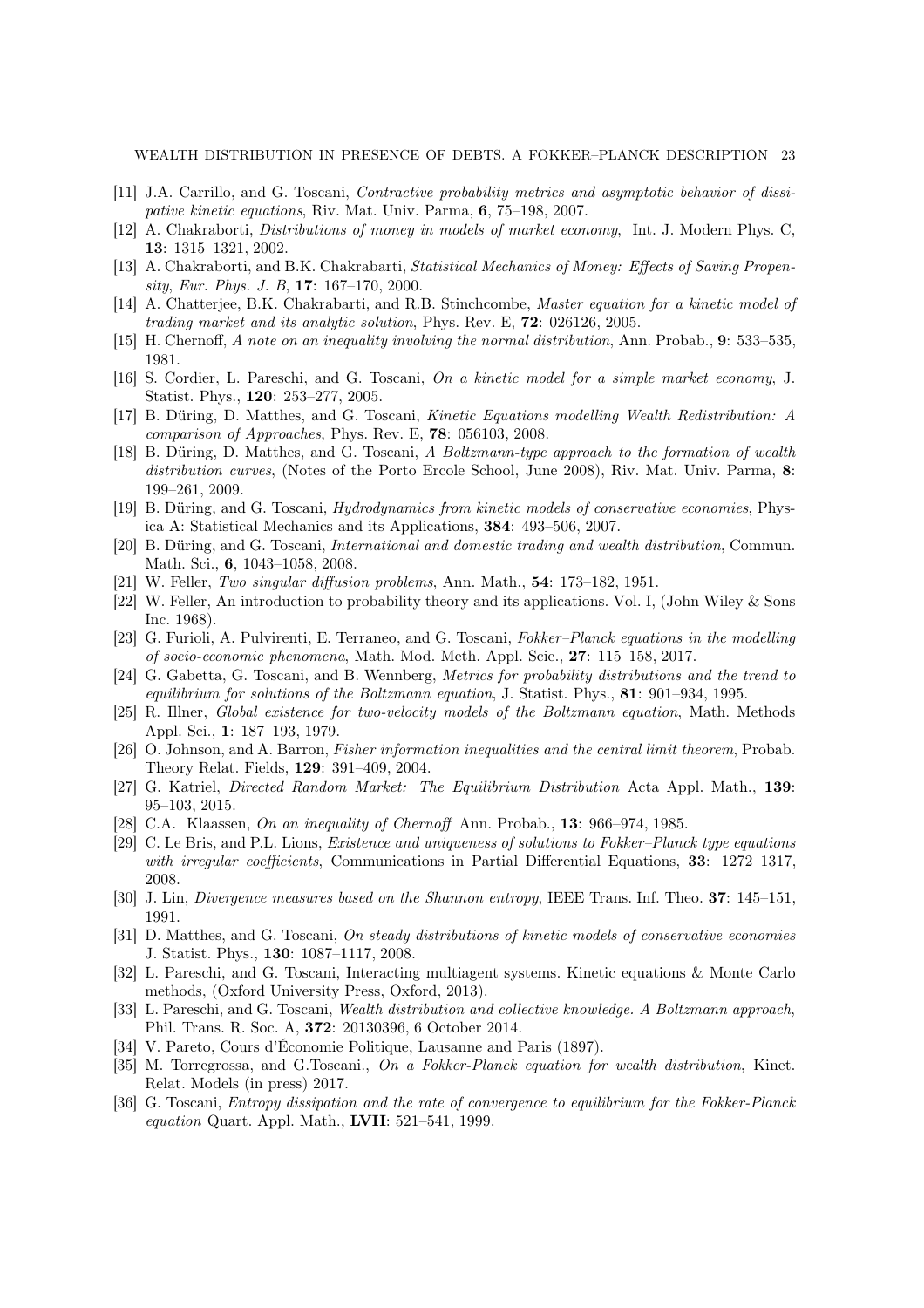[11] J.A. Carrillo, and G. Toscani, *Contractive probability metrics and asymptotic behavior of dissipative kinetic equations*, Riv. Mat. Univ. Parma, **6**, 75–198, 2007.

[12] A. Chakraborti, *Distributions of money in models of market economy*, Int. J. Modern Phys. C, **13**: 1315–1321, 2002.

[13] A. Chakraborti, and B.K. Chakrabarti, *Statistical Mechanics of Money: Effects of Saving Propensity, Eur. Phys. J. B*, **17**: 167–170, 2000.

[14] A. Chatterjee, B.K. Chakrabarti, and R.B. Stinchcombe, *Master equation for a kinetic model of trading market and its analytic solution*, Phys. Rev. E, **72**: 026126, 2005.

[15] H. Chernoff, *A note on an inequality involving the normal distribution*, Ann. Probab., **9**: 533–535, 1981.

[16] S. Cordier, L. Pareschi, and G. Toscani, *On a kinetic model for a simple market economy*, J. Statist. Phys., **120**: 253–277, 2005.

[17] B. Düring, D. Matthes, and G. Toscani, *Kinetic Equations modelling Wealth Redistribution: A comparison of Approaches*, Phys. Rev. E, **78**: 056103, 2008.

[18] B. Düring, D. Matthes, and G. Toscani, *A Boltzmann-type approach to the formation of wealth distribution curves*, (Notes of the Porto Ercole School, June 2008), Riv. Mat. Univ. Parma, **8**: 199–261, 2009.

[19] B. Düring, and G. Toscani, *Hydrodynamics from kinetic models of conservative economies*, Physica A: Statistical Mechanics and its Applications, **384**: 493–506, 2007.

[20] B. Düring, and G. Toscani, *International and domestic trading and wealth distribution*, Commun. Math. Sci., **6**, 1043–1058, 2008.

[21] W. Feller, *Two singular diffusion problems*, Ann. Math., **54**: 173–182, 1951.

[22] W. Feller, An introduction to probability theory and its applications. Vol. I, (John Wiley & Sons Inc. 1968).

[23] G. Furioli, A. Pulvirenti, E. Terraneo, and G. Toscani, *Fokker–Planck equations in the modelling of socio-economic phenomena*, Math. Mod. Meth. Appl. Scie., **27**: 115–158, 2017.

[24] G. Gabetta, G. Toscani, and B. Wennberg, *Metrics for probability distributions and the trend to equilibrium for solutions of the Boltzmann equation*, J. Statist. Phys., **81**: 901–934, 1995.

[25] R. Illner, *Global existence for two-velocity models of the Boltzmann equation*, Math. Methods Appl. Sci., **1**: 187–193, 1979.

[26] O. Johnson, and A. Barron, *Fisher information inequalities and the central limit theorem*, Probab. Theory Relat. Fields, **129**: 391–409, 2004.

[27] G. Katriel, *Directed Random Market: The Equilibrium Distribution* Acta Appl. Math., **139**: 95–103, 2015.

[28] C.A. Klaassen, *On an inequality of Chernoff* Ann. Probab., **13**: 966–974, 1985.

[29] C. Le Bris, and P.L. Lions, *Existence and uniqueness of solutions to Fokker–Planck type equations with irregular coefficients*, Communications in Partial Differential Equations, **33**: 1272–1317, 2008.

[30] J. Lin, *Divergence measures based on the Shannon entropy*, IEEE Trans. Inf. Theo. **37**: 145–151, 1991.

[31] D. Matthes, and G. Toscani, *On steady distributions of kinetic models of conservative economies* J. Statist. Phys., **130**: 1087–1117, 2008.

[32] L. Pareschi, and G. Toscani, Interacting multiagent systems. Kinetic equations & Monte Carlo methods, (Oxford University Press, Oxford, 2013).

[33] L. Pareschi, and G. Toscani, *Wealth distribution and collective knowledge. A Boltzmann approach*, Phil. Trans. R. Soc. A, **372**: 20130396, 6 October 2014.

[34] V. Pareto, Cours d'Économie Politique, Lausanne and Paris (1897).

[35] M. Torregrossa, and G.Toscani., *On a Fokker-Planck equation for wealth distribution*, Kinet. Relat. Models (in press) 2017.

[36] G. Toscani, *Entropy dissipation and the rate of convergence to equilibrium for the Fokker-Planck equation* Quart. Appl. Math., **LVII**: 521–541, 1999.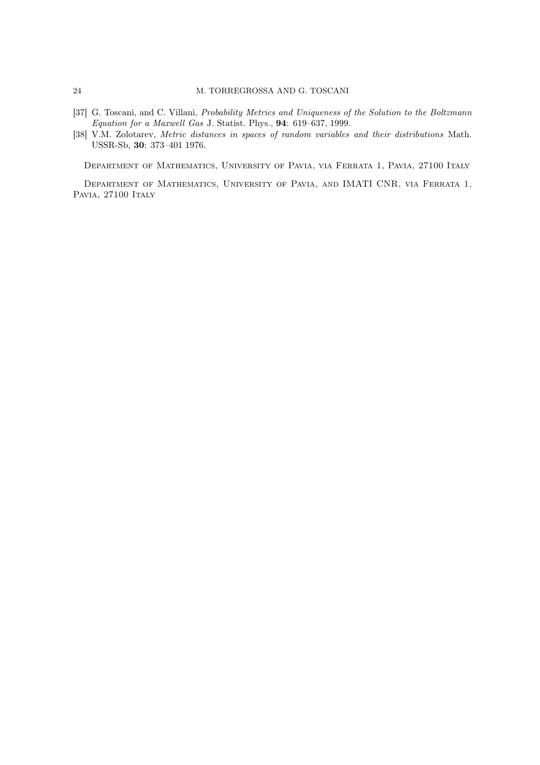[37] G. Toscani, and C. Villani, *Probability Metrics and Uniqueness of the Solution to the Boltzmann Equation for a Maxwell Gas* J. Statist. Phys., **94**: 619–637, 1999.

[38] V.M. Zolotarev, *Metric distances in spaces of random variables and their distributions* Math. USSR-Sb, **30**: 373–401 1976.

Department of Mathematics, University of Pavia, via Ferrata 1, Pavia, 27100 Italy

Department of Mathematics, University of Pavia, and IMATI CNR, via Ferrata 1, Pavia, 27100 Italy